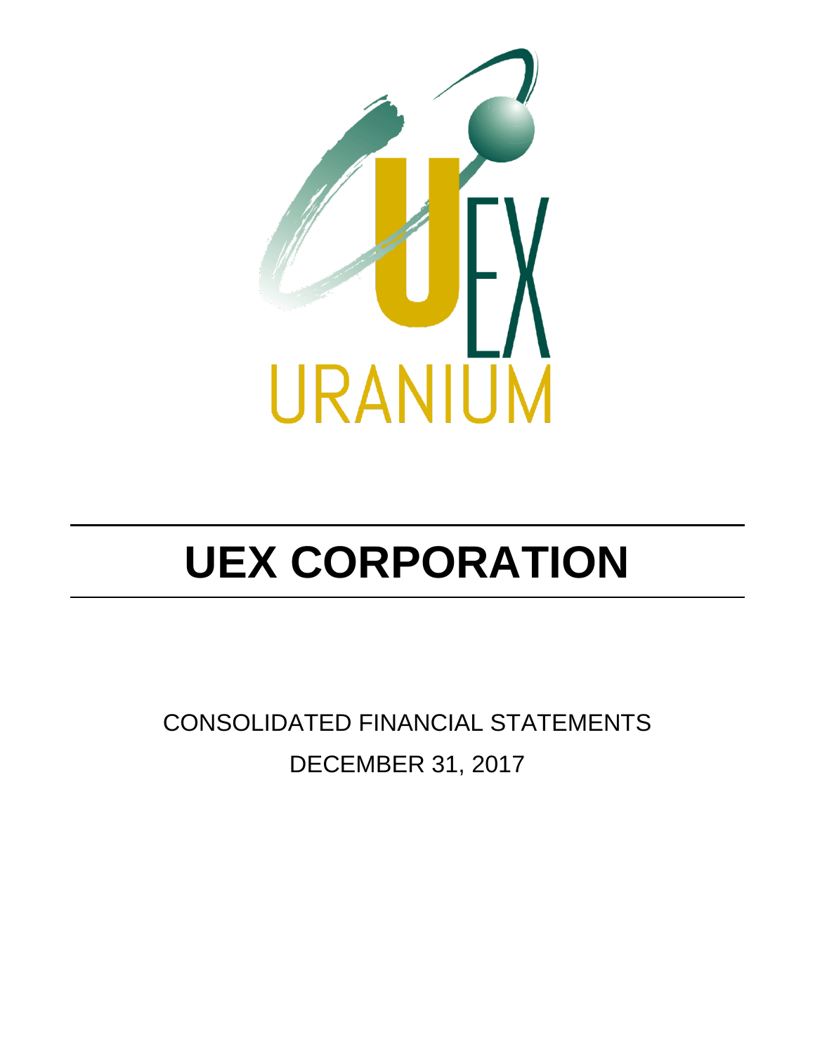# UEX CORPORATION

CONSOLIDATED FINANCIAL STATEMENTS

DECEMBER 31, 2017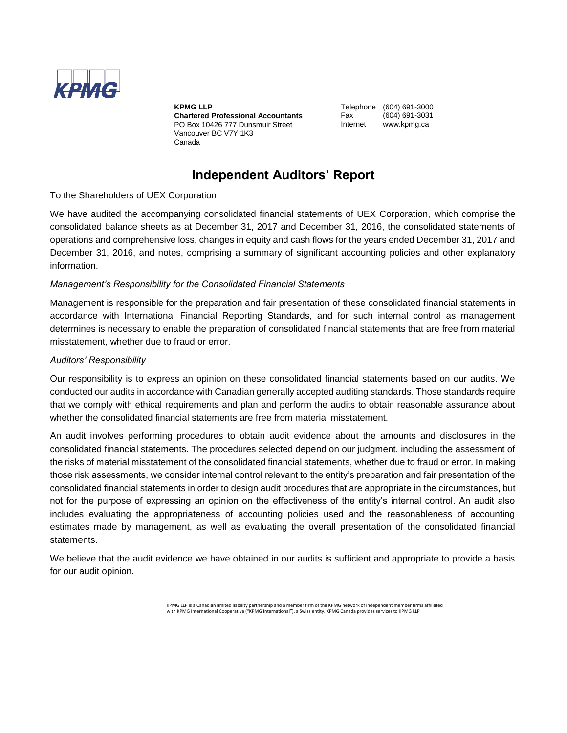KPMG

**KPMG LLP**
**Chartered Professional Accountants**
PO Box 10426 777 Dunsmuir Street
Vancouver BC V7Y 1K3
Canada

Telephone (604) 691-3000
Fax (604) 691-3031
Internet www.kpmg.ca

# Independent Auditors' Report

To the Shareholders of UEX Corporation

We have audited the accompanying consolidated financial statements of UEX Corporation, which comprise the consolidated balance sheets as at December 31, 2017 and December 31, 2016, the consolidated statements of operations and comprehensive loss, changes in equity and cash flows for the years ended December 31, 2017 and December 31, 2016, and notes, comprising a summary of significant accounting policies and other explanatory information.

### *Management's Responsibility for the Consolidated Financial Statements*

Management is responsible for the preparation and fair presentation of these consolidated financial statements in accordance with International Financial Reporting Standards, and for such internal control as management determines is necessary to enable the preparation of consolidated financial statements that are free from material misstatement, whether due to fraud or error.

### *Auditors' Responsibility*

Our responsibility is to express an opinion on these consolidated financial statements based on our audits. We conducted our audits in accordance with Canadian generally accepted auditing standards. Those standards require that we comply with ethical requirements and plan and perform the audits to obtain reasonable assurance about whether the consolidated financial statements are free from material misstatement.

An audit involves performing procedures to obtain audit evidence about the amounts and disclosures in the consolidated financial statements. The procedures selected depend on our judgment, including the assessment of the risks of material misstatement of the consolidated financial statements, whether due to fraud or error. In making those risk assessments, we consider internal control relevant to the entity's preparation and fair presentation of the consolidated financial statements in order to design audit procedures that are appropriate in the circumstances, but not for the purpose of expressing an opinion on the effectiveness of the entity's internal control. An audit also includes evaluating the appropriateness of accounting policies used and the reasonableness of accounting estimates made by management, as well as evaluating the overall presentation of the consolidated financial statements.

We believe that the audit evidence we have obtained in our audits is sufficient and appropriate to provide a basis for our audit opinion.

KPMG LLP is a Canadian limited liability partnership and a member firm of the KPMG network of independent member firms affiliated with KPMG International Cooperative ("KPMG International"), a Swiss entity. KPMG Canada provides services to KPMG LLP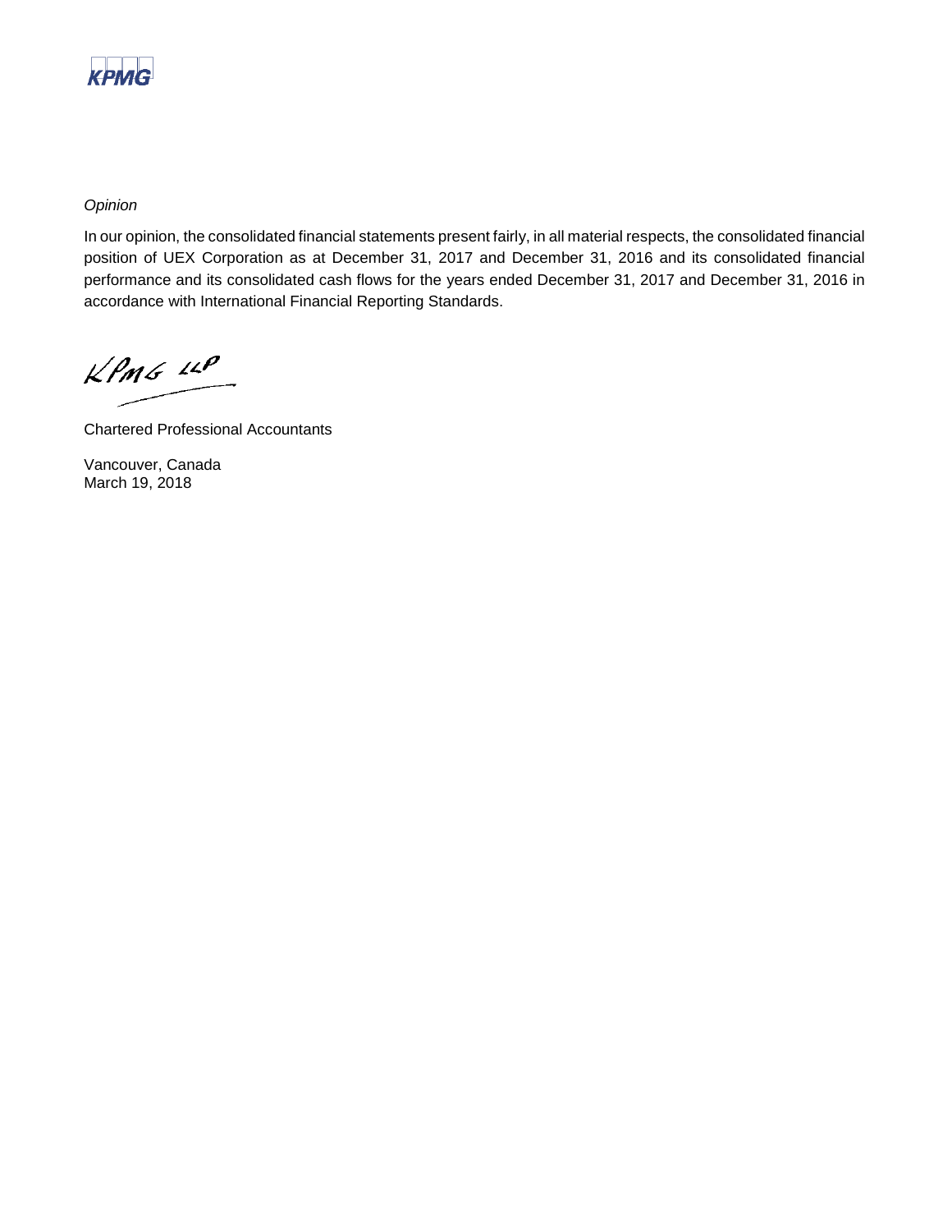*Opinion*

In our opinion, the consolidated financial statements present fairly, in all material respects, the consolidated financial position of UEX Corporation as at December 31, 2017 and December 31, 2016 and its consolidated financial performance and its consolidated cash flows for the years ended December 31, 2017 and December 31, 2016 in accordance with International Financial Reporting Standards.

KPMG LLP

Chartered Professional Accountants

Vancouver, Canada
March 19, 2018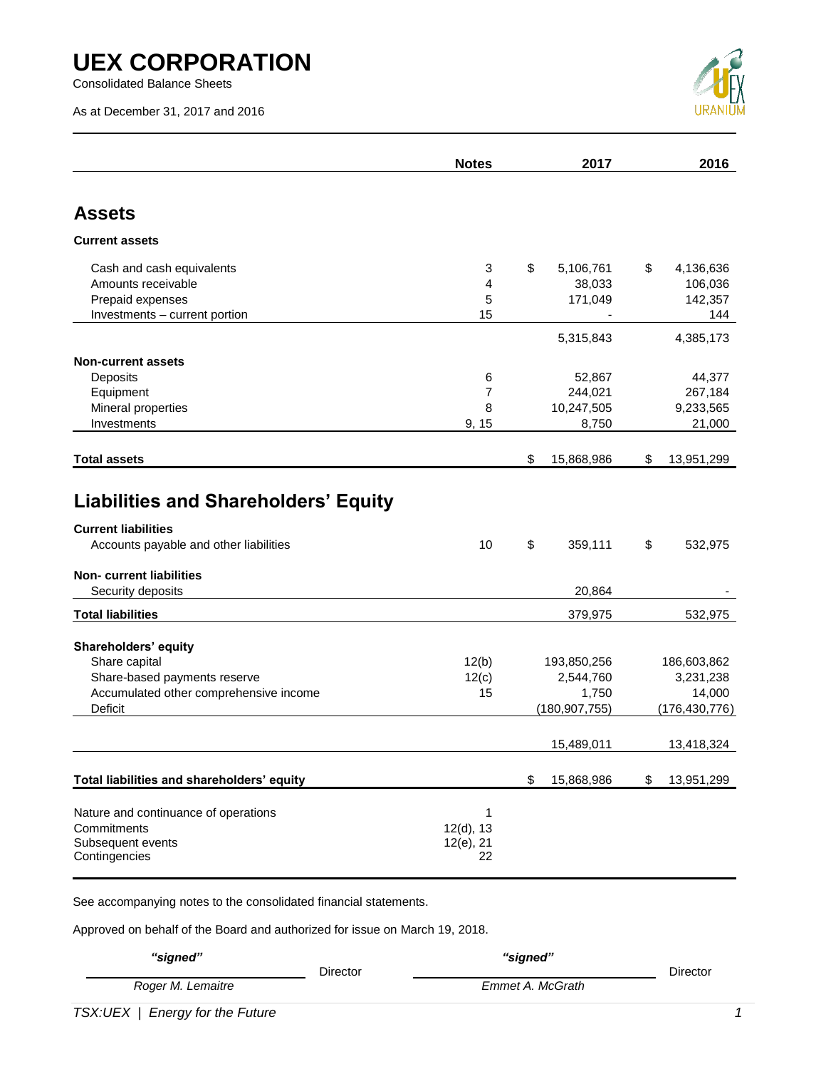# UEX CORPORATION

Consolidated Balance Sheets

As at December 31, 2017 and 2016

| | Notes | 2017 | 2016 |
|---|---|---|---|
| **Assets** | | | |
| **Current assets** | | | |
| Cash and cash equivalents | 3 | $ 5,106,761 | $ 4,136,636 |
| Amounts receivable | 4 | 38,033 | 106,036 |
| Prepaid expenses | 5 | 171,049 | 142,357 |
| Investments – current portion | 15 | - | 144 |
| | | 5,315,843 | 4,385,173 |
| **Non-current assets** | | | |
| Deposits | 6 | 52,867 | 44,377 |
| Equipment | 7 | 244,021 | 267,184 |
| Mineral properties | 8 | 10,247,505 | 9,233,565 |
| Investments | 9, 15 | 8,750 | 21,000 |
| **Total assets** | | $ 15,868,986 | $ 13,951,299 |
| **Liabilities and Shareholders' Equity** | | | |
| **Current liabilities** | | | |
| Accounts payable and other liabilities | 10 | $ 359,111 | $ 532,975 |
| **Non- current liabilities** | | | |
| Security deposits | | 20,864 | - |
| **Total liabilities** | | 379,975 | 532,975 |
| **Shareholders' equity** | | | |
| Share capital | 12(b) | 193,850,256 | 186,603,862 |
| Share-based payments reserve | 12(c) | 2,544,760 | 3,231,238 |
| Accumulated other comprehensive income | 15 | 1,750 | 14,000 |
| Deficit | | (180,907,755) | (176,430,776) |
| | | 15,489,011 | 13,418,324 |
| **Total liabilities and shareholders' equity** | | $ 15,868,986 | $ 13,951,299 |

| | Notes |
|---|---|
| Nature and continuance of operations | 1 |
| Commitments | 12(d), 13 |
| Subsequent events | 12(e), 21 |
| Contingencies | 22 |

See accompanying notes to the consolidated financial statements.

Approved on behalf of the Board and authorized for issue on March 19, 2018.

| *"signed"* | | *"signed"* | |
|---|---|---|---|
| *Roger M. Lemaitre* | Director | *Emmet A. McGrath* | Director |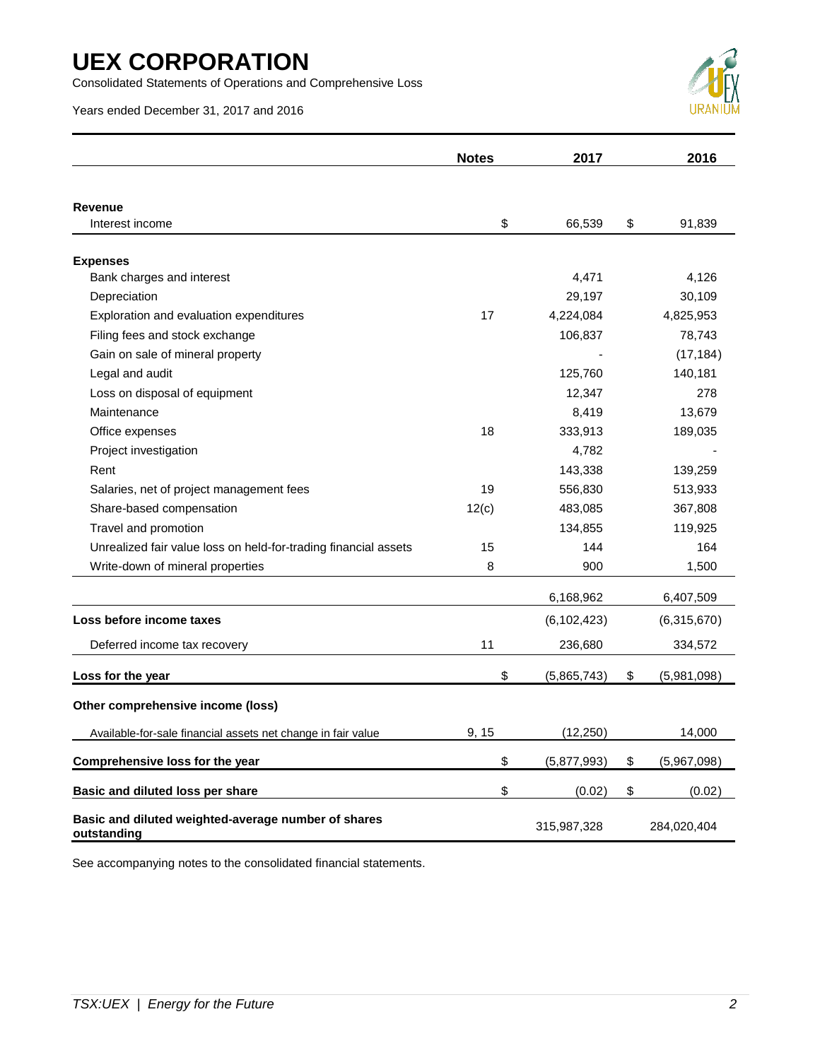# UEX CORPORATION

Consolidated Statements of Operations and Comprehensive Loss

Years ended December 31, 2017 and 2016

| | Notes | 2017 | 2016 |
|---|---|---|---|
| **Revenue** | | | |
| Interest income | | $ 66,539 | $ 91,839 |
| **Expenses** | | | |
| Bank charges and interest | | 4,471 | 4,126 |
| Depreciation | | 29,197 | 30,109 |
| Exploration and evaluation expenditures | 17 | 4,224,084 | 4,825,953 |
| Filing fees and stock exchange | | 106,837 | 78,743 |
| Gain on sale of mineral property | | - | (17,184) |
| Legal and audit | | 125,760 | 140,181 |
| Loss on disposal of equipment | | 12,347 | 278 |
| Maintenance | | 8,419 | 13,679 |
| Office expenses | 18 | 333,913 | 189,035 |
| Project investigation | | 4,782 | - |
| Rent | | 143,338 | 139,259 |
| Salaries, net of project management fees | 19 | 556,830 | 513,933 |
| Share-based compensation | 12(c) | 483,085 | 367,808 |
| Travel and promotion | | 134,855 | 119,925 |
| Unrealized fair value loss on held-for-trading financial assets | 15 | 144 | 164 |
| Write-down of mineral properties | 8 | 900 | 1,500 |
| | | 6,168,962 | 6,407,509 |
| **Loss before income taxes** | | (6,102,423) | (6,315,670) |
| Deferred income tax recovery | 11 | 236,680 | 334,572 |
| **Loss for the year** | | $ (5,865,743) | $ (5,981,098) |
| **Other comprehensive income (loss)** | | | |
| Available-for-sale financial assets net change in fair value | 9, 15 | (12,250) | 14,000 |
| **Comprehensive loss for the year** | | $ (5,877,993) | $ (5,967,098) |
| **Basic and diluted loss per share** | | $ (0.02) | $ (0.02) |
| **Basic and diluted weighted-average number of shares outstanding** | | 315,987,328 | 284,020,404 |

See accompanying notes to the consolidated financial statements.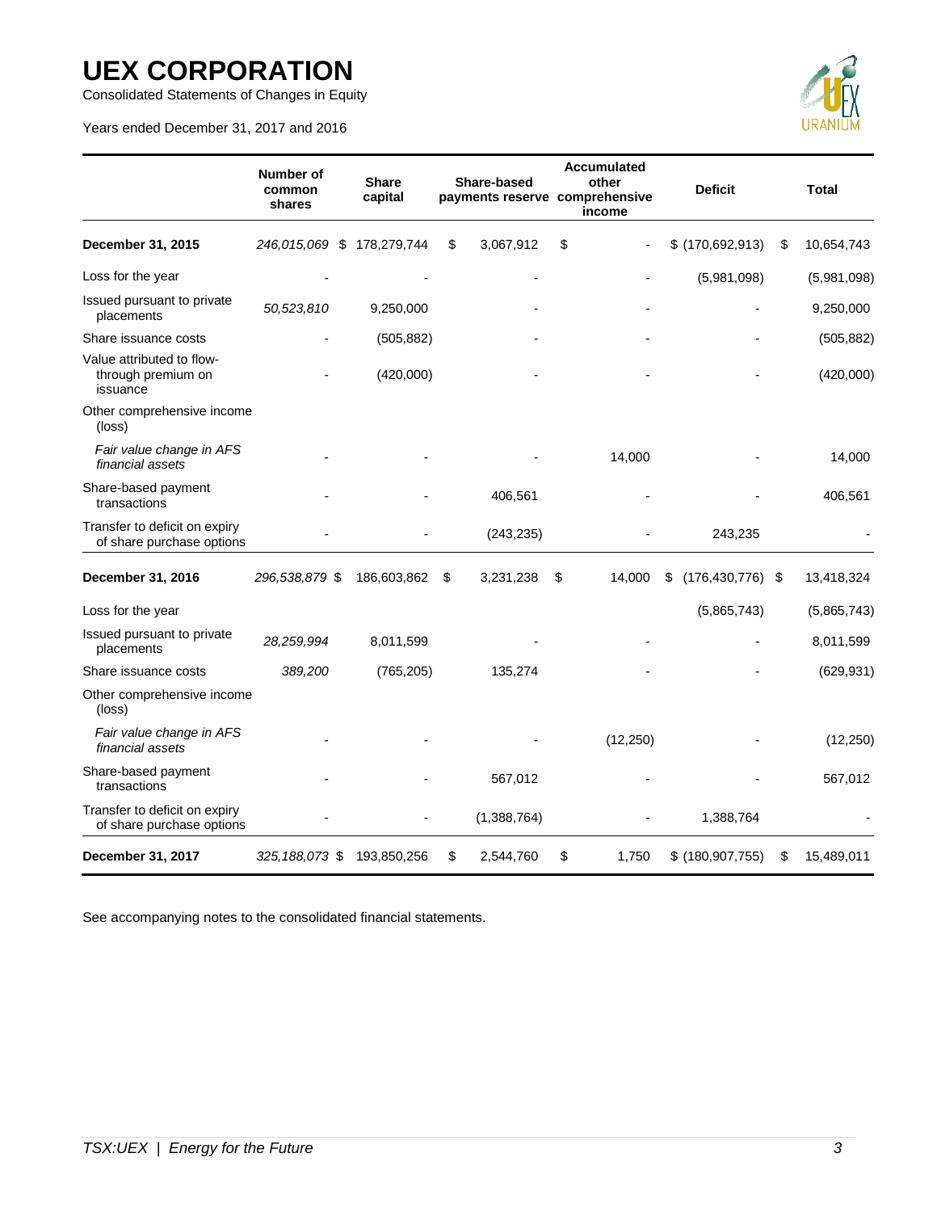# UEX CORPORATION

Consolidated Statements of Changes in Equity

Years ended December 31, 2017 and 2016

| | Number of common shares | Share capital | Share-based payments reserve | Accumulated other comprehensive income | Deficit | Total |
|---|---|---|---|---|---|---|
| **December 31, 2015** | *246,015,069* | $ 178,279,744 | $ 3,067,912 | $ - | $ (170,692,913) | $ 10,654,743 |
| Loss for the year | - | - | - | - | (5,981,098) | (5,981,098) |
| Issued pursuant to private placements | *50,523,810* | 9,250,000 | - | - | - | 9,250,000 |
| Share issuance costs | - | (505,882) | - | - | - | (505,882) |
| Value attributed to flow-through premium on issuance | - | (420,000) | - | - | - | (420,000) |
| Other comprehensive income (loss) | | | | | | |
| *Fair value change in AFS financial assets* | - | - | - | 14,000 | - | 14,000 |
| Share-based payment transactions | - | - | 406,561 | - | - | 406,561 |
| Transfer to deficit on expiry of share purchase options | - | - | (243,235) | - | 243,235 | - |
| **December 31, 2016** | *296,538,879* | $ 186,603,862 | $ 3,231,238 | $ 14,000 | $ (176,430,776) | $ 13,418,324 |
| Loss for the year | | | | | (5,865,743) | (5,865,743) |
| Issued pursuant to private placements | *28,259,994* | 8,011,599 | - | - | - | 8,011,599 |
| Share issuance costs | *389,200* | (765,205) | 135,274 | - | - | (629,931) |
| Other comprehensive income (loss) | | | | | | |
| *Fair value change in AFS financial assets* | - | - | - | (12,250) | - | (12,250) |
| Share-based payment transactions | - | - | 567,012 | - | - | 567,012 |
| Transfer to deficit on expiry of share purchase options | - | - | (1,388,764) | - | 1,388,764 | - |
| **December 31, 2017** | *325,188,073* | $ 193,850,256 | $ 2,544,760 | $ 1,750 | $ (180,907,755) | $ 15,489,011 |

See accompanying notes to the consolidated financial statements.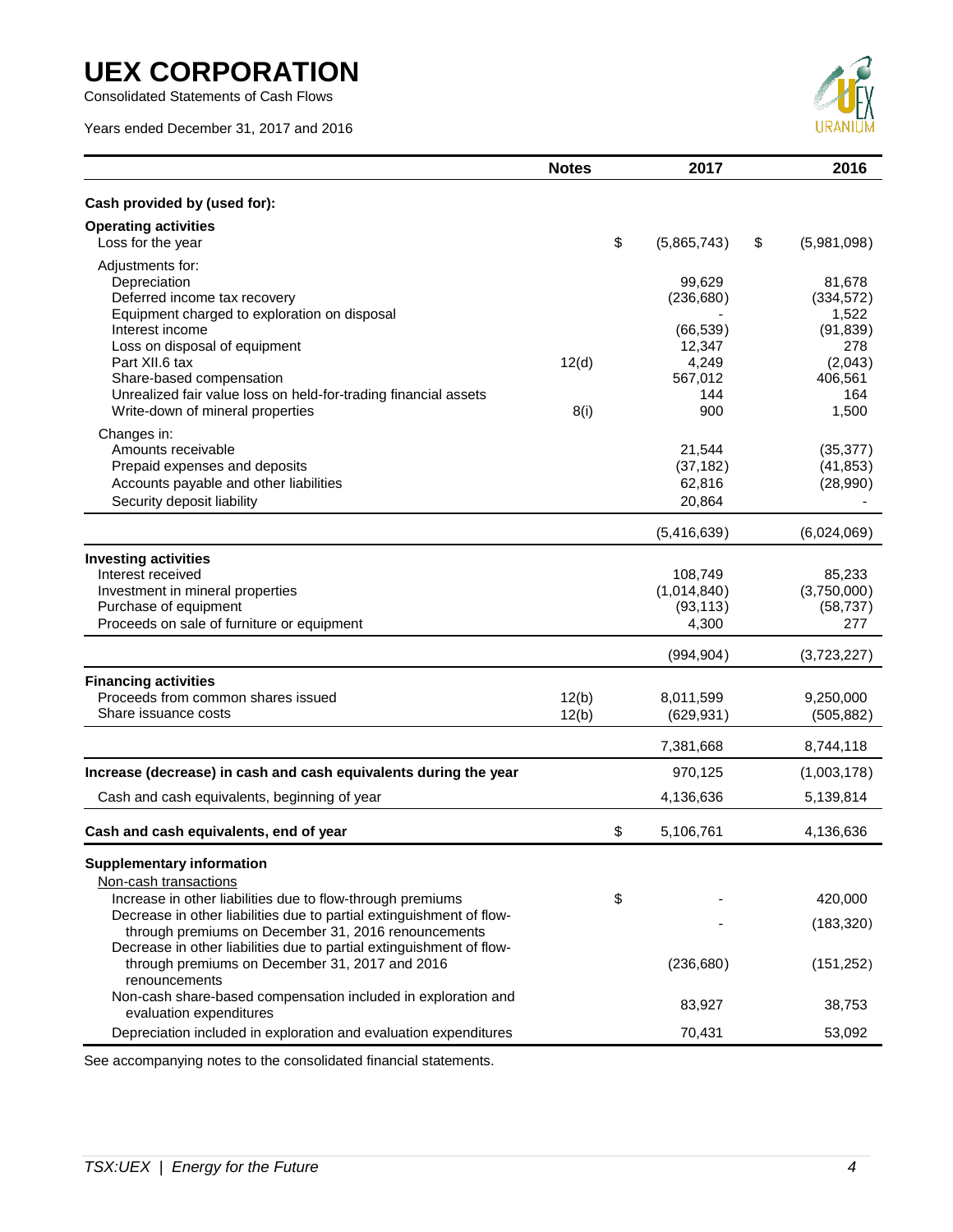# UEX CORPORATION

Consolidated Statements of Cash Flows

Years ended December 31, 2017 and 2016

| | Notes | 2017 | 2016 |
|---|---|---|---|
| **Cash provided by (used for):** | | | |
| **Operating activities** | | | |
| Loss for the year | | $ (5,865,743) | $ (5,981,098) |
| Adjustments for: | | | |
| Depreciation | | 99,629 | 81,678 |
| Deferred income tax recovery | | (236,680) | (334,572) |
| Equipment charged to exploration on disposal | | - | 1,522 |
| Interest income | | (66,539) | (91,839) |
| Loss on disposal of equipment | | 12,347 | 278 |
| Part XII.6 tax | 12(d) | 4,249 | (2,043) |
| Share-based compensation | | 567,012 | 406,561 |
| Unrealized fair value loss on held-for-trading financial assets | | 144 | 164 |
| Write-down of mineral properties | 8(i) | 900 | 1,500 |
| Changes in: | | | |
| Amounts receivable | | 21,544 | (35,377) |
| Prepaid expenses and deposits | | (37,182) | (41,853) |
| Accounts payable and other liabilities | | 62,816 | (28,990) |
| Security deposit liability | | 20,864 | - |
| | | (5,416,639) | (6,024,069) |
| **Investing activities** | | | |
| Interest received | | 108,749 | 85,233 |
| Investment in mineral properties | | (1,014,840) | (3,750,000) |
| Purchase of equipment | | (93,113) | (58,737) |
| Proceeds on sale of furniture or equipment | | 4,300 | 277 |
| | | (994,904) | (3,723,227) |
| **Financing activities** | | | |
| Proceeds from common shares issued | 12(b) | 8,011,599 | 9,250,000 |
| Share issuance costs | 12(b) | (629,931) | (505,882) |
| | | 7,381,668 | 8,744,118 |
| **Increase (decrease) in cash and cash equivalents during the year** | | 970,125 | (1,003,178) |
| Cash and cash equivalents, beginning of year | | 4,136,636 | 5,139,814 |
| **Cash and cash equivalents, end of year** | | $ 5,106,761 | 4,136,636 |
| **Supplementary information** | | | |
| Non-cash transactions | | | |
| Increase in other liabilities due to flow-through premiums | | $ - | 420,000 |
| Decrease in other liabilities due to partial extinguishment of flow-through premiums on December 31, 2016 renouncements | | - | (183,320) |
| Decrease in other liabilities due to partial extinguishment of flow-through premiums on December 31, 2017 and 2016 renouncements | | (236,680) | (151,252) |
| Non-cash share-based compensation included in exploration and evaluation expenditures | | 83,927 | 38,753 |
| Depreciation included in exploration and evaluation expenditures | | 70,431 | 53,092 |

See accompanying notes to the consolidated financial statements.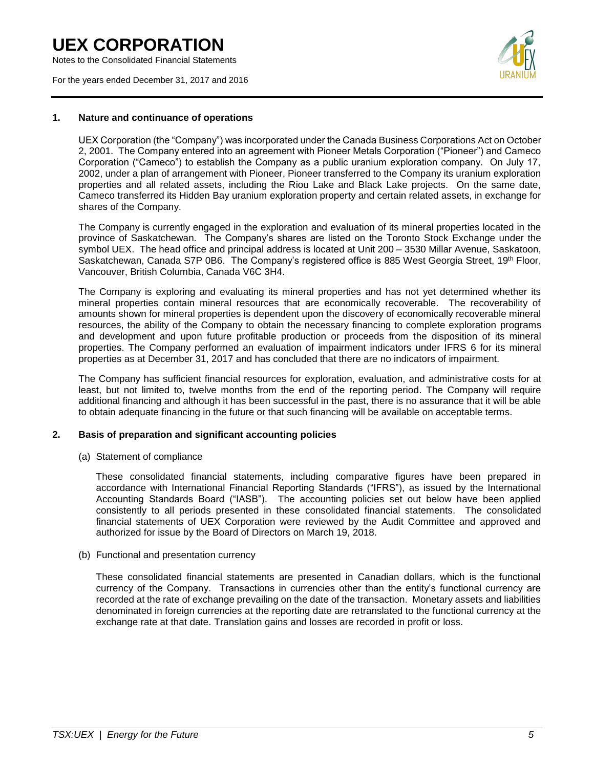## 1. Nature and continuance of operations

UEX Corporation (the "Company") was incorporated under the Canada Business Corporations Act on October 2, 2001. The Company entered into an agreement with Pioneer Metals Corporation ("Pioneer") and Cameco Corporation ("Cameco") to establish the Company as a public uranium exploration company. On July 17, 2002, under a plan of arrangement with Pioneer, Pioneer transferred to the Company its uranium exploration properties and all related assets, including the Riou Lake and Black Lake projects. On the same date, Cameco transferred its Hidden Bay uranium exploration property and certain related assets, in exchange for shares of the Company.

The Company is currently engaged in the exploration and evaluation of its mineral properties located in the province of Saskatchewan. The Company's shares are listed on the Toronto Stock Exchange under the symbol UEX. The head office and principal address is located at Unit 200 – 3530 Millar Avenue, Saskatoon, Saskatchewan, Canada S7P 0B6. The Company's registered office is 885 West Georgia Street, 19th Floor, Vancouver, British Columbia, Canada V6C 3H4.

The Company is exploring and evaluating its mineral properties and has not yet determined whether its mineral properties contain mineral resources that are economically recoverable. The recoverability of amounts shown for mineral properties is dependent upon the discovery of economically recoverable mineral resources, the ability of the Company to obtain the necessary financing to complete exploration programs and development and upon future profitable production or proceeds from the disposition of its mineral properties. The Company performed an evaluation of impairment indicators under IFRS 6 for its mineral properties as at December 31, 2017 and has concluded that there are no indicators of impairment.

The Company has sufficient financial resources for exploration, evaluation, and administrative costs for at least, but not limited to, twelve months from the end of the reporting period. The Company will require additional financing and although it has been successful in the past, there is no assurance that it will be able to obtain adequate financing in the future or that such financing will be available on acceptable terms.

## 2. Basis of preparation and significant accounting policies

(a) Statement of compliance

These consolidated financial statements, including comparative figures have been prepared in accordance with International Financial Reporting Standards ("IFRS"), as issued by the International Accounting Standards Board ("IASB"). The accounting policies set out below have been applied consistently to all periods presented in these consolidated financial statements. The consolidated financial statements of UEX Corporation were reviewed by the Audit Committee and approved and authorized for issue by the Board of Directors on March 19, 2018.

(b) Functional and presentation currency

These consolidated financial statements are presented in Canadian dollars, which is the functional currency of the Company. Transactions in currencies other than the entity's functional currency are recorded at the rate of exchange prevailing on the date of the transaction. Monetary assets and liabilities denominated in foreign currencies at the reporting date are retranslated to the functional currency at the exchange rate at that date. Translation gains and losses are recorded in profit or loss.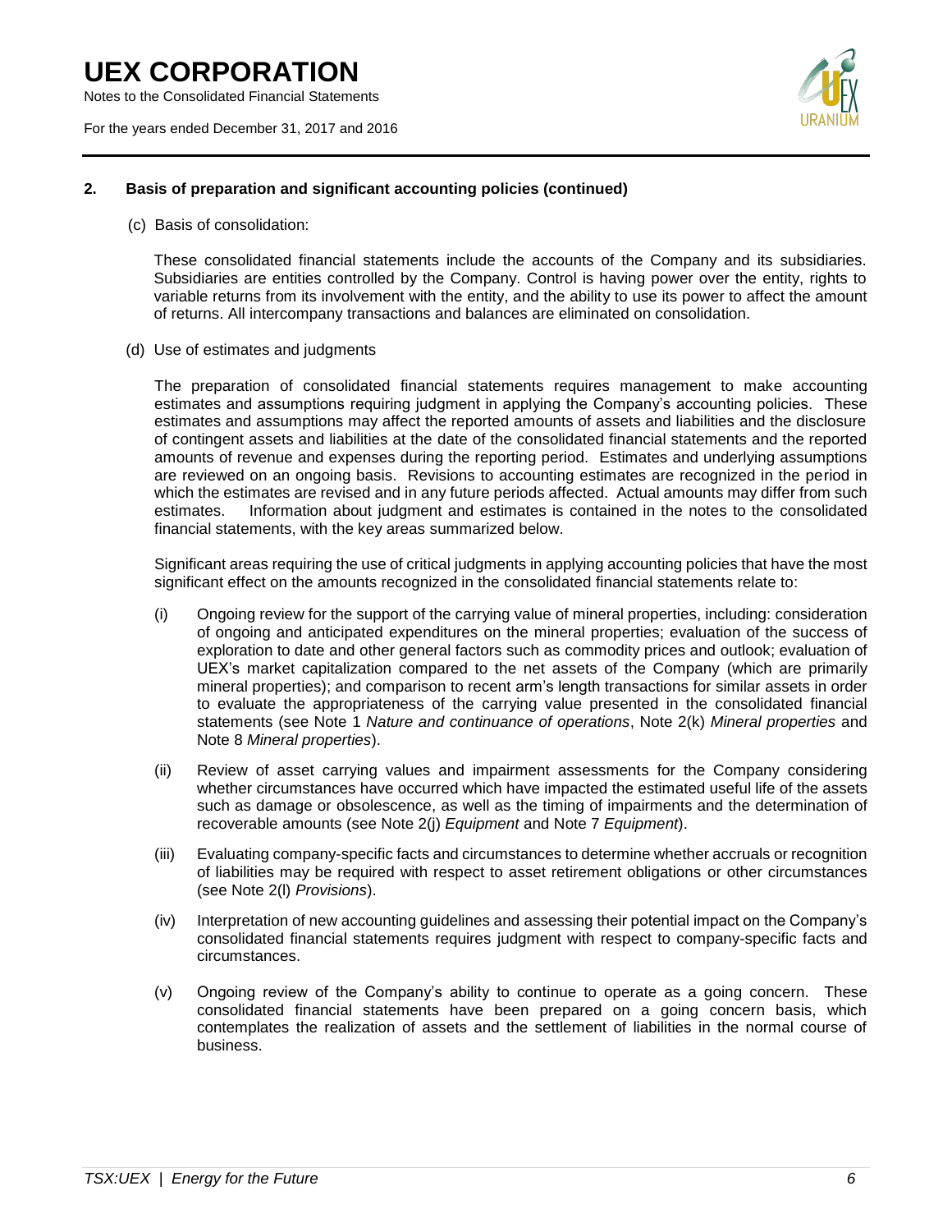## 2. Basis of preparation and significant accounting policies (continued)

(c) Basis of consolidation:

These consolidated financial statements include the accounts of the Company and its subsidiaries. Subsidiaries are entities controlled by the Company. Control is having power over the entity, rights to variable returns from its involvement with the entity, and the ability to use its power to affect the amount of returns. All intercompany transactions and balances are eliminated on consolidation.

(d) Use of estimates and judgments

The preparation of consolidated financial statements requires management to make accounting estimates and assumptions requiring judgment in applying the Company's accounting policies. These estimates and assumptions may affect the reported amounts of assets and liabilities and the disclosure of contingent assets and liabilities at the date of the consolidated financial statements and the reported amounts of revenue and expenses during the reporting period. Estimates and underlying assumptions are reviewed on an ongoing basis. Revisions to accounting estimates are recognized in the period in which the estimates are revised and in any future periods affected. Actual amounts may differ from such estimates. Information about judgment and estimates is contained in the notes to the consolidated financial statements, with the key areas summarized below.

Significant areas requiring the use of critical judgments in applying accounting policies that have the most significant effect on the amounts recognized in the consolidated financial statements relate to:

(i) Ongoing review for the support of the carrying value of mineral properties, including: consideration of ongoing and anticipated expenditures on the mineral properties; evaluation of the success of exploration to date and other general factors such as commodity prices and outlook; evaluation of UEX's market capitalization compared to the net assets of the Company (which are primarily mineral properties); and comparison to recent arm's length transactions for similar assets in order to evaluate the appropriateness of the carrying value presented in the consolidated financial statements (see Note 1 *Nature and continuance of operations*, Note 2(k) *Mineral properties* and Note 8 *Mineral properties*).

(ii) Review of asset carrying values and impairment assessments for the Company considering whether circumstances have occurred which have impacted the estimated useful life of the assets such as damage or obsolescence, as well as the timing of impairments and the determination of recoverable amounts (see Note 2(j) *Equipment* and Note 7 *Equipment*).

(iii) Evaluating company-specific facts and circumstances to determine whether accruals or recognition of liabilities may be required with respect to asset retirement obligations or other circumstances (see Note 2(l) *Provisions*).

(iv) Interpretation of new accounting guidelines and assessing their potential impact on the Company's consolidated financial statements requires judgment with respect to company-specific facts and circumstances.

(v) Ongoing review of the Company's ability to continue to operate as a going concern. These consolidated financial statements have been prepared on a going concern basis, which contemplates the realization of assets and the settlement of liabilities in the normal course of business.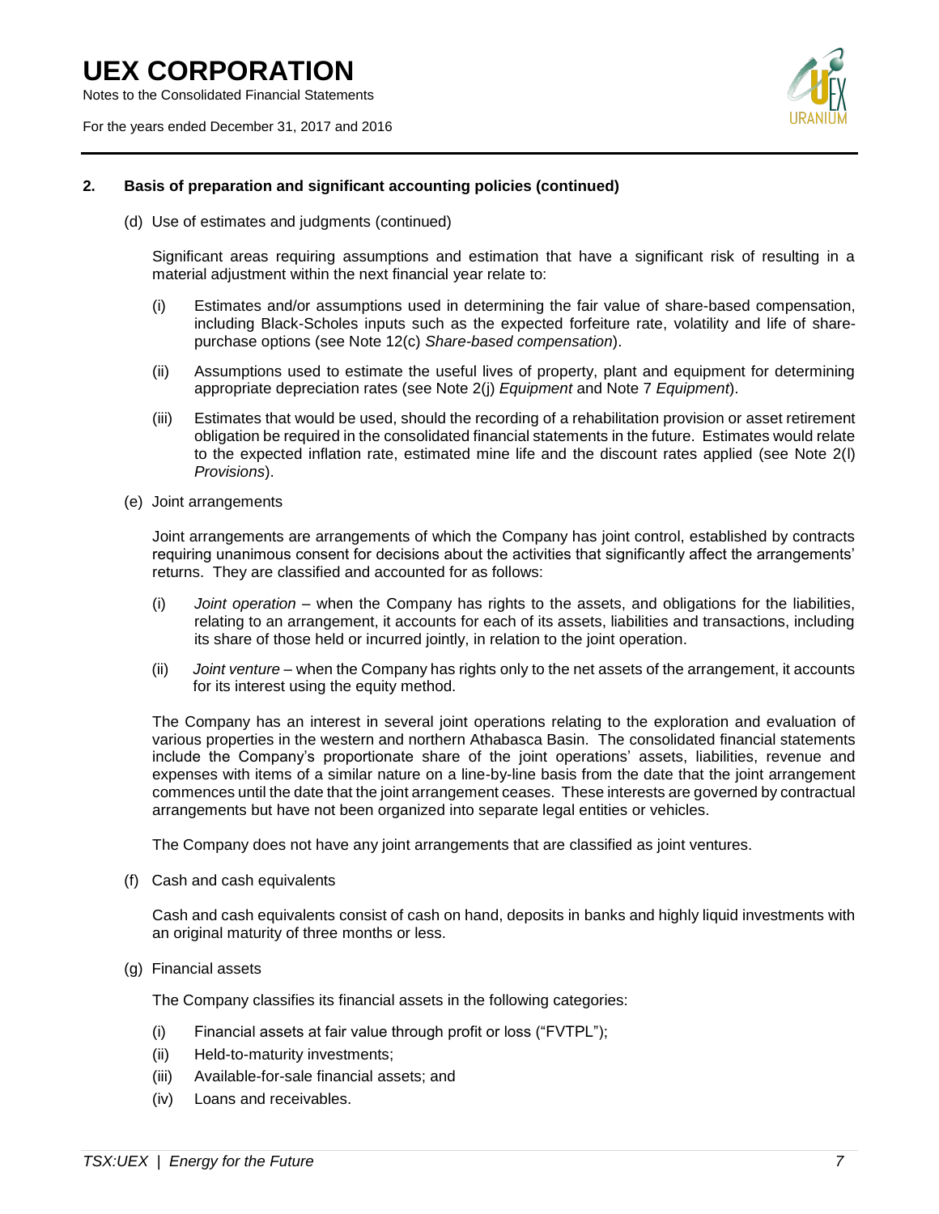## 2. Basis of preparation and significant accounting policies (continued)

(d) Use of estimates and judgments (continued)

Significant areas requiring assumptions and estimation that have a significant risk of resulting in a material adjustment within the next financial year relate to:

(i) Estimates and/or assumptions used in determining the fair value of share-based compensation, including Black-Scholes inputs such as the expected forfeiture rate, volatility and life of share-purchase options (see Note 12(c) *Share-based compensation*).

(ii) Assumptions used to estimate the useful lives of property, plant and equipment for determining appropriate depreciation rates (see Note 2(j) *Equipment* and Note 7 *Equipment*).

(iii) Estimates that would be used, should the recording of a rehabilitation provision or asset retirement obligation be required in the consolidated financial statements in the future. Estimates would relate to the expected inflation rate, estimated mine life and the discount rates applied (see Note 2(l) *Provisions*).

(e) Joint arrangements

Joint arrangements are arrangements of which the Company has joint control, established by contracts requiring unanimous consent for decisions about the activities that significantly affect the arrangements' returns. They are classified and accounted for as follows:

(i) *Joint operation* – when the Company has rights to the assets, and obligations for the liabilities, relating to an arrangement, it accounts for each of its assets, liabilities and transactions, including its share of those held or incurred jointly, in relation to the joint operation.

(ii) *Joint venture* – when the Company has rights only to the net assets of the arrangement, it accounts for its interest using the equity method.

The Company has an interest in several joint operations relating to the exploration and evaluation of various properties in the western and northern Athabasca Basin. The consolidated financial statements include the Company's proportionate share of the joint operations' assets, liabilities, revenue and expenses with items of a similar nature on a line-by-line basis from the date that the joint arrangement commences until the date that the joint arrangement ceases. These interests are governed by contractual arrangements but have not been organized into separate legal entities or vehicles.

The Company does not have any joint arrangements that are classified as joint ventures.

(f) Cash and cash equivalents

Cash and cash equivalents consist of cash on hand, deposits in banks and highly liquid investments with an original maturity of three months or less.

(g) Financial assets

The Company classifies its financial assets in the following categories:

(i) Financial assets at fair value through profit or loss ("FVTPL");
(ii) Held-to-maturity investments;
(iii) Available-for-sale financial assets; and
(iv) Loans and receivables.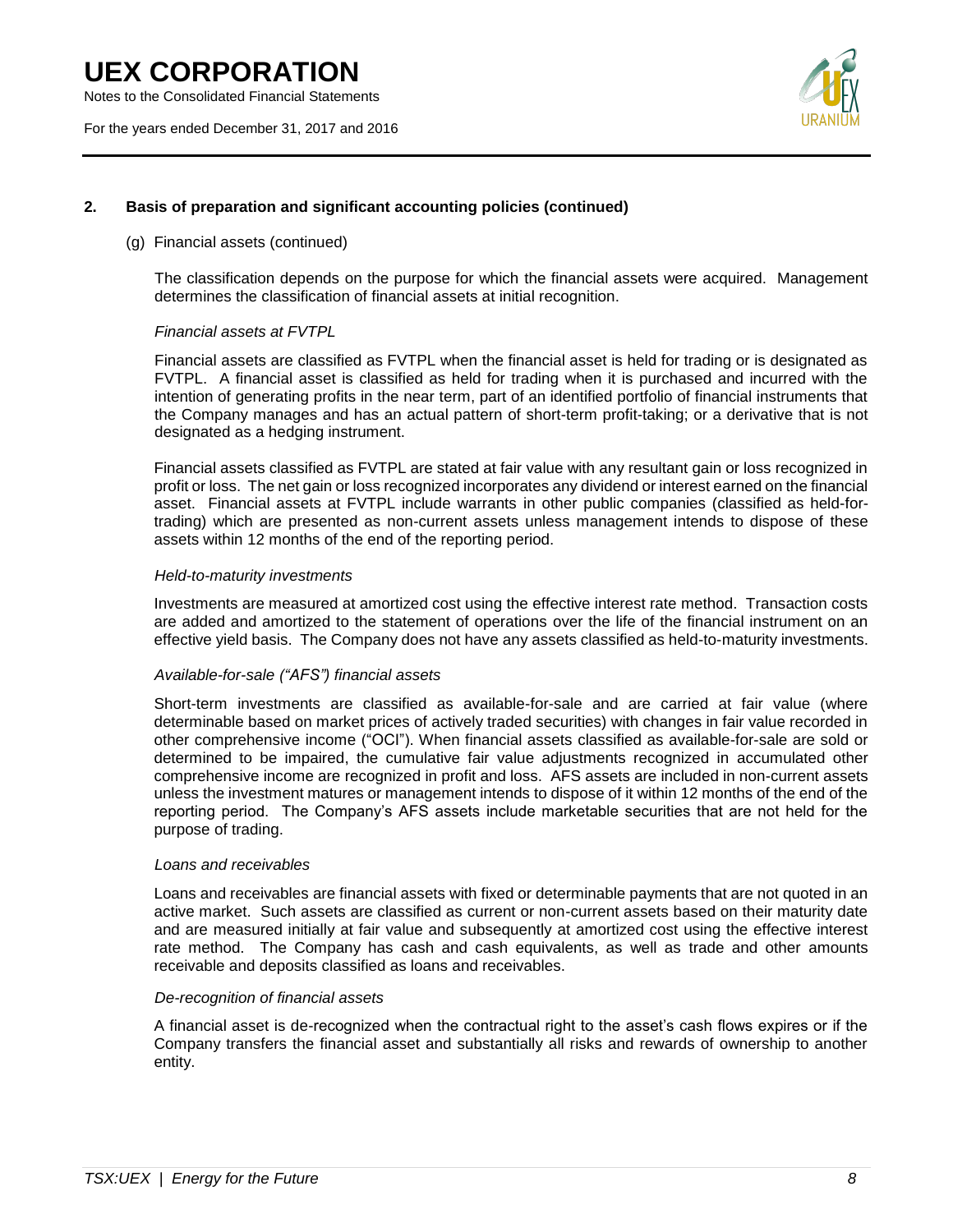## 2. Basis of preparation and significant accounting policies (continued)

(g) Financial assets (continued)

The classification depends on the purpose for which the financial assets were acquired. Management determines the classification of financial assets at initial recognition.

*Financial assets at FVTPL*

Financial assets are classified as FVTPL when the financial asset is held for trading or is designated as FVTPL. A financial asset is classified as held for trading when it is purchased and incurred with the intention of generating profits in the near term, part of an identified portfolio of financial instruments that the Company manages and has an actual pattern of short-term profit-taking; or a derivative that is not designated as a hedging instrument.

Financial assets classified as FVTPL are stated at fair value with any resultant gain or loss recognized in profit or loss. The net gain or loss recognized incorporates any dividend or interest earned on the financial asset. Financial assets at FVTPL include warrants in other public companies (classified as held-for-trading) which are presented as non-current assets unless management intends to dispose of these assets within 12 months of the end of the reporting period.

*Held-to-maturity investments*

Investments are measured at amortized cost using the effective interest rate method. Transaction costs are added and amortized to the statement of operations over the life of the financial instrument on an effective yield basis. The Company does not have any assets classified as held-to-maturity investments.

*Available-for-sale ("AFS") financial assets*

Short-term investments are classified as available-for-sale and are carried at fair value (where determinable based on market prices of actively traded securities) with changes in fair value recorded in other comprehensive income ("OCI"). When financial assets classified as available-for-sale are sold or determined to be impaired, the cumulative fair value adjustments recognized in accumulated other comprehensive income are recognized in profit and loss. AFS assets are included in non-current assets unless the investment matures or management intends to dispose of it within 12 months of the end of the reporting period. The Company's AFS assets include marketable securities that are not held for the purpose of trading.

*Loans and receivables*

Loans and receivables are financial assets with fixed or determinable payments that are not quoted in an active market. Such assets are classified as current or non-current assets based on their maturity date and are measured initially at fair value and subsequently at amortized cost using the effective interest rate method. The Company has cash and cash equivalents, as well as trade and other amounts receivable and deposits classified as loans and receivables.

*De-recognition of financial assets*

A financial asset is de-recognized when the contractual right to the asset's cash flows expires or if the Company transfers the financial asset and substantially all risks and rewards of ownership to another entity.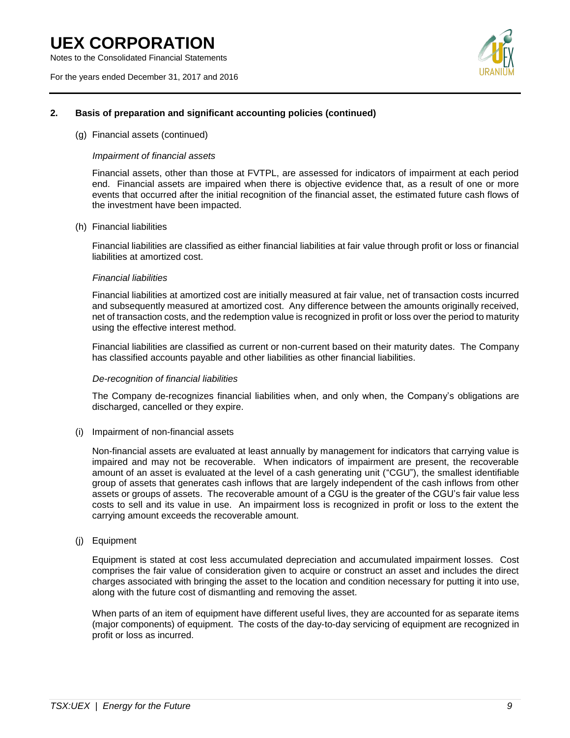## 2. Basis of preparation and significant accounting policies (continued)

(g) Financial assets (continued)

*Impairment of financial assets*

Financial assets, other than those at FVTPL, are assessed for indicators of impairment at each period end. Financial assets are impaired when there is objective evidence that, as a result of one or more events that occurred after the initial recognition of the financial asset, the estimated future cash flows of the investment have been impacted.

(h) Financial liabilities

Financial liabilities are classified as either financial liabilities at fair value through profit or loss or financial liabilities at amortized cost.

*Financial liabilities*

Financial liabilities at amortized cost are initially measured at fair value, net of transaction costs incurred and subsequently measured at amortized cost. Any difference between the amounts originally received, net of transaction costs, and the redemption value is recognized in profit or loss over the period to maturity using the effective interest method.

Financial liabilities are classified as current or non-current based on their maturity dates. The Company has classified accounts payable and other liabilities as other financial liabilities.

*De-recognition of financial liabilities*

The Company de-recognizes financial liabilities when, and only when, the Company's obligations are discharged, cancelled or they expire.

(i) Impairment of non-financial assets

Non-financial assets are evaluated at least annually by management for indicators that carrying value is impaired and may not be recoverable. When indicators of impairment are present, the recoverable amount of an asset is evaluated at the level of a cash generating unit ("CGU"), the smallest identifiable group of assets that generates cash inflows that are largely independent of the cash inflows from other assets or groups of assets. The recoverable amount of a CGU is the greater of the CGU's fair value less costs to sell and its value in use. An impairment loss is recognized in profit or loss to the extent the carrying amount exceeds the recoverable amount.

(j) Equipment

Equipment is stated at cost less accumulated depreciation and accumulated impairment losses. Cost comprises the fair value of consideration given to acquire or construct an asset and includes the direct charges associated with bringing the asset to the location and condition necessary for putting it into use, along with the future cost of dismantling and removing the asset.

When parts of an item of equipment have different useful lives, they are accounted for as separate items (major components) of equipment. The costs of the day-to-day servicing of equipment are recognized in profit or loss as incurred.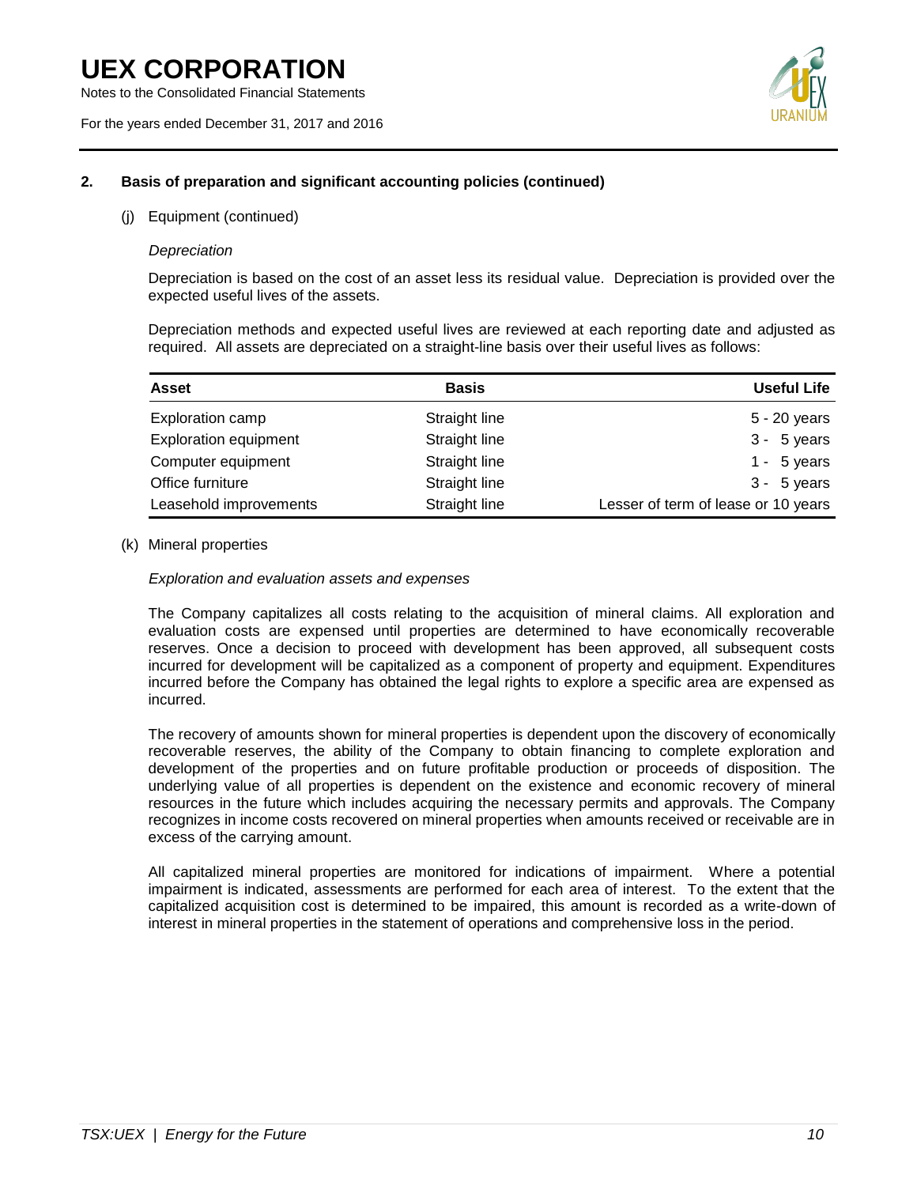## 2. Basis of preparation and significant accounting policies (continued)

(j) Equipment (continued)

*Depreciation*

Depreciation is based on the cost of an asset less its residual value. Depreciation is provided over the expected useful lives of the assets.

Depreciation methods and expected useful lives are reviewed at each reporting date and adjusted as required. All assets are depreciated on a straight-line basis over their useful lives as follows:

| Asset | Basis | Useful Life |
|---|---|---|
| Exploration camp | Straight line | 5 - 20 years |
| Exploration equipment | Straight line | 3 - 5 years |
| Computer equipment | Straight line | 1 - 5 years |
| Office furniture | Straight line | 3 - 5 years |
| Leasehold improvements | Straight line | Lesser of term of lease or 10 years |

(k) Mineral properties

*Exploration and evaluation assets and expenses*

The Company capitalizes all costs relating to the acquisition of mineral claims. All exploration and evaluation costs are expensed until properties are determined to have economically recoverable reserves. Once a decision to proceed with development has been approved, all subsequent costs incurred for development will be capitalized as a component of property and equipment. Expenditures incurred before the Company has obtained the legal rights to explore a specific area are expensed as incurred.

The recovery of amounts shown for mineral properties is dependent upon the discovery of economically recoverable reserves, the ability of the Company to obtain financing to complete exploration and development of the properties and on future profitable production or proceeds of disposition. The underlying value of all properties is dependent on the existence and economic recovery of mineral resources in the future which includes acquiring the necessary permits and approvals. The Company recognizes in income costs recovered on mineral properties when amounts received or receivable are in excess of the carrying amount.

All capitalized mineral properties are monitored for indications of impairment. Where a potential impairment is indicated, assessments are performed for each area of interest. To the extent that the capitalized acquisition cost is determined to be impaired, this amount is recorded as a write-down of interest in mineral properties in the statement of operations and comprehensive loss in the period.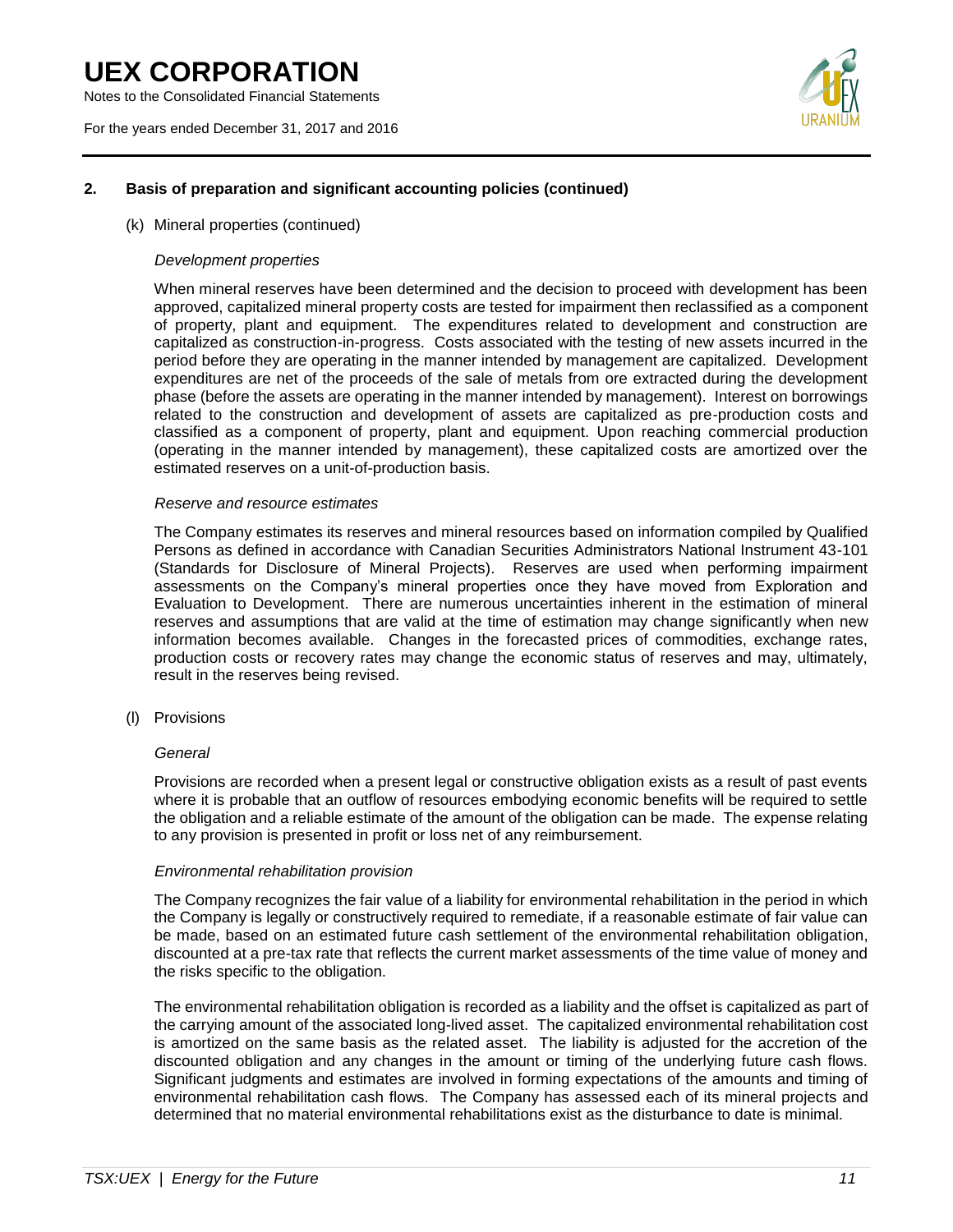## 2. Basis of preparation and significant accounting policies (continued)

(k) Mineral properties (continued)

*Development properties*

When mineral reserves have been determined and the decision to proceed with development has been approved, capitalized mineral property costs are tested for impairment then reclassified as a component of property, plant and equipment. The expenditures related to development and construction are capitalized as construction-in-progress. Costs associated with the testing of new assets incurred in the period before they are operating in the manner intended by management are capitalized. Development expenditures are net of the proceeds of the sale of metals from ore extracted during the development phase (before the assets are operating in the manner intended by management). Interest on borrowings related to the construction and development of assets are capitalized as pre-production costs and classified as a component of property, plant and equipment. Upon reaching commercial production (operating in the manner intended by management), these capitalized costs are amortized over the estimated reserves on a unit-of-production basis.

*Reserve and resource estimates*

The Company estimates its reserves and mineral resources based on information compiled by Qualified Persons as defined in accordance with Canadian Securities Administrators National Instrument 43-101 (Standards for Disclosure of Mineral Projects). Reserves are used when performing impairment assessments on the Company's mineral properties once they have moved from Exploration and Evaluation to Development. There are numerous uncertainties inherent in the estimation of mineral reserves and assumptions that are valid at the time of estimation may change significantly when new information becomes available. Changes in the forecasted prices of commodities, exchange rates, production costs or recovery rates may change the economic status of reserves and may, ultimately, result in the reserves being revised.

(l) Provisions

*General*

Provisions are recorded when a present legal or constructive obligation exists as a result of past events where it is probable that an outflow of resources embodying economic benefits will be required to settle the obligation and a reliable estimate of the amount of the obligation can be made. The expense relating to any provision is presented in profit or loss net of any reimbursement.

*Environmental rehabilitation provision*

The Company recognizes the fair value of a liability for environmental rehabilitation in the period in which the Company is legally or constructively required to remediate, if a reasonable estimate of fair value can be made, based on an estimated future cash settlement of the environmental rehabilitation obligation, discounted at a pre-tax rate that reflects the current market assessments of the time value of money and the risks specific to the obligation.

The environmental rehabilitation obligation is recorded as a liability and the offset is capitalized as part of the carrying amount of the associated long-lived asset. The capitalized environmental rehabilitation cost is amortized on the same basis as the related asset. The liability is adjusted for the accretion of the discounted obligation and any changes in the amount or timing of the underlying future cash flows. Significant judgments and estimates are involved in forming expectations of the amounts and timing of environmental rehabilitation cash flows. The Company has assessed each of its mineral projects and determined that no material environmental rehabilitations exist as the disturbance to date is minimal.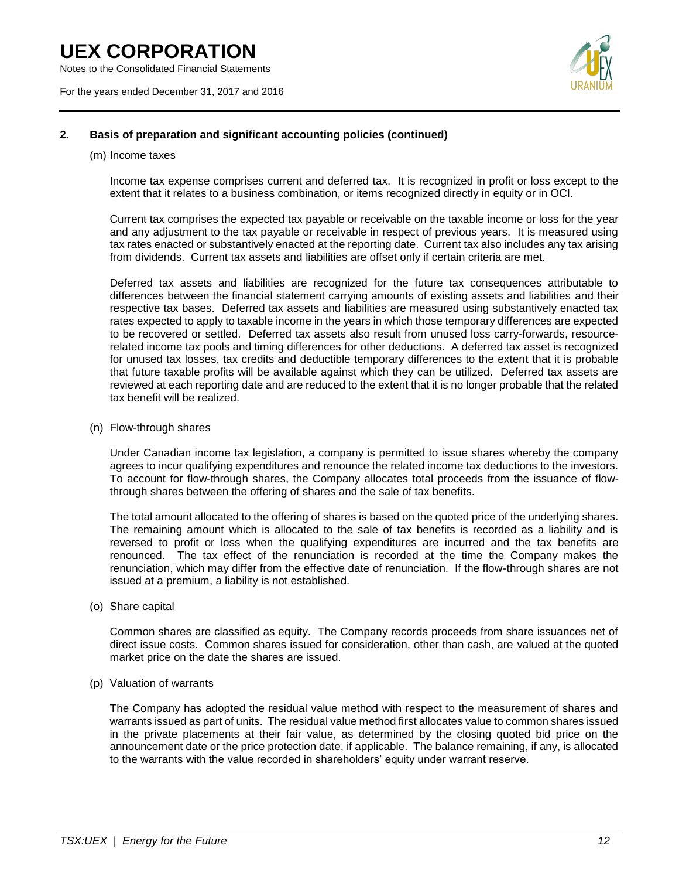## 2. Basis of preparation and significant accounting policies (continued)

(m) Income taxes

Income tax expense comprises current and deferred tax. It is recognized in profit or loss except to the extent that it relates to a business combination, or items recognized directly in equity or in OCI.

Current tax comprises the expected tax payable or receivable on the taxable income or loss for the year and any adjustment to the tax payable or receivable in respect of previous years. It is measured using tax rates enacted or substantively enacted at the reporting date. Current tax also includes any tax arising from dividends. Current tax assets and liabilities are offset only if certain criteria are met.

Deferred tax assets and liabilities are recognized for the future tax consequences attributable to differences between the financial statement carrying amounts of existing assets and liabilities and their respective tax bases. Deferred tax assets and liabilities are measured using substantively enacted tax rates expected to apply to taxable income in the years in which those temporary differences are expected to be recovered or settled. Deferred tax assets also result from unused loss carry-forwards, resource-related income tax pools and timing differences for other deductions. A deferred tax asset is recognized for unused tax losses, tax credits and deductible temporary differences to the extent that it is probable that future taxable profits will be available against which they can be utilized. Deferred tax assets are reviewed at each reporting date and are reduced to the extent that it is no longer probable that the related tax benefit will be realized.

(n) Flow-through shares

Under Canadian income tax legislation, a company is permitted to issue shares whereby the company agrees to incur qualifying expenditures and renounce the related income tax deductions to the investors. To account for flow-through shares, the Company allocates total proceeds from the issuance of flow-through shares between the offering of shares and the sale of tax benefits.

The total amount allocated to the offering of shares is based on the quoted price of the underlying shares. The remaining amount which is allocated to the sale of tax benefits is recorded as a liability and is reversed to profit or loss when the qualifying expenditures are incurred and the tax benefits are renounced. The tax effect of the renunciation is recorded at the time the Company makes the renunciation, which may differ from the effective date of renunciation. If the flow-through shares are not issued at a premium, a liability is not established.

(o) Share capital

Common shares are classified as equity. The Company records proceeds from share issuances net of direct issue costs. Common shares issued for consideration, other than cash, are valued at the quoted market price on the date the shares are issued.

(p) Valuation of warrants

The Company has adopted the residual value method with respect to the measurement of shares and warrants issued as part of units. The residual value method first allocates value to common shares issued in the private placements at their fair value, as determined by the closing quoted bid price on the announcement date or the price protection date, if applicable. The balance remaining, if any, is allocated to the warrants with the value recorded in shareholders' equity under warrant reserve.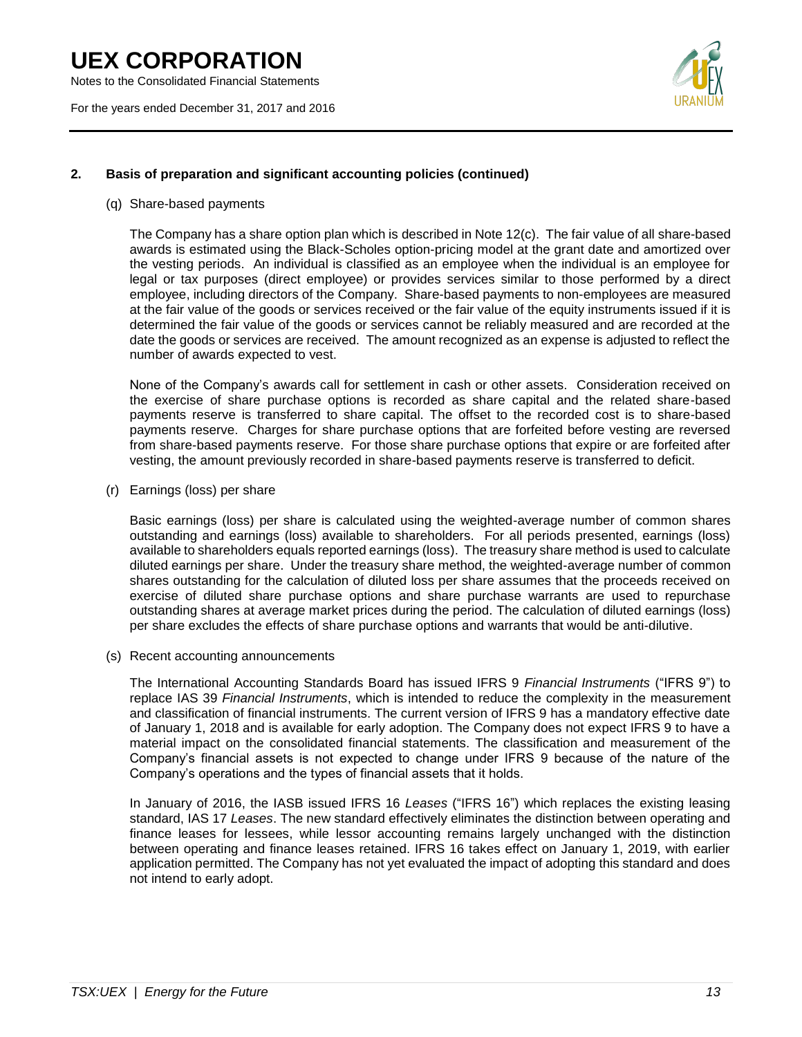## 2. Basis of preparation and significant accounting policies (continued)

(q) Share-based payments

The Company has a share option plan which is described in Note 12(c). The fair value of all share-based awards is estimated using the Black-Scholes option-pricing model at the grant date and amortized over the vesting periods. An individual is classified as an employee when the individual is an employee for legal or tax purposes (direct employee) or provides services similar to those performed by a direct employee, including directors of the Company. Share-based payments to non-employees are measured at the fair value of the goods or services received or the fair value of the equity instruments issued if it is determined the fair value of the goods or services cannot be reliably measured and are recorded at the date the goods or services are received. The amount recognized as an expense is adjusted to reflect the number of awards expected to vest.

None of the Company's awards call for settlement in cash or other assets. Consideration received on the exercise of share purchase options is recorded as share capital and the related share-based payments reserve is transferred to share capital. The offset to the recorded cost is to share-based payments reserve. Charges for share purchase options that are forfeited before vesting are reversed from share-based payments reserve. For those share purchase options that expire or are forfeited after vesting, the amount previously recorded in share-based payments reserve is transferred to deficit.

(r) Earnings (loss) per share

Basic earnings (loss) per share is calculated using the weighted-average number of common shares outstanding and earnings (loss) available to shareholders. For all periods presented, earnings (loss) available to shareholders equals reported earnings (loss). The treasury share method is used to calculate diluted earnings per share. Under the treasury share method, the weighted-average number of common shares outstanding for the calculation of diluted loss per share assumes that the proceeds received on exercise of diluted share purchase options and share purchase warrants are used to repurchase outstanding shares at average market prices during the period. The calculation of diluted earnings (loss) per share excludes the effects of share purchase options and warrants that would be anti-dilutive.

(s) Recent accounting announcements

The International Accounting Standards Board has issued IFRS 9 *Financial Instruments* ("IFRS 9") to replace IAS 39 *Financial Instruments*, which is intended to reduce the complexity in the measurement and classification of financial instruments. The current version of IFRS 9 has a mandatory effective date of January 1, 2018 and is available for early adoption. The Company does not expect IFRS 9 to have a material impact on the consolidated financial statements. The classification and measurement of the Company's financial assets is not expected to change under IFRS 9 because of the nature of the Company's operations and the types of financial assets that it holds.

In January of 2016, the IASB issued IFRS 16 *Leases* ("IFRS 16") which replaces the existing leasing standard, IAS 17 *Leases*. The new standard effectively eliminates the distinction between operating and finance leases for lessees, while lessor accounting remains largely unchanged with the distinction between operating and finance leases retained. IFRS 16 takes effect on January 1, 2019, with earlier application permitted. The Company has not yet evaluated the impact of adopting this standard and does not intend to early adopt.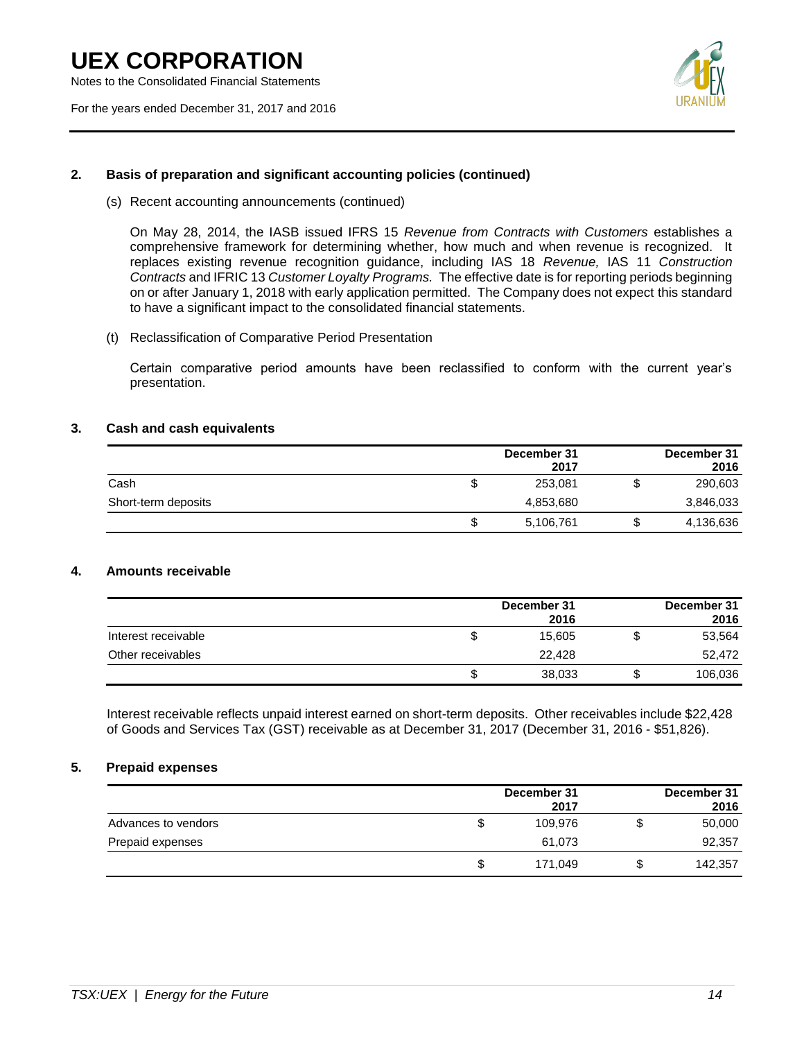## 2. Basis of preparation and significant accounting policies (continued)

(s) Recent accounting announcements (continued)

On May 28, 2014, the IASB issued IFRS 15 *Revenue from Contracts with Customers* establishes a comprehensive framework for determining whether, how much and when revenue is recognized. It replaces existing revenue recognition guidance, including IAS 18 *Revenue,* IAS 11 *Construction Contracts* and IFRIC 13 *Customer Loyalty Programs.* The effective date is for reporting periods beginning on or after January 1, 2018 with early application permitted. The Company does not expect this standard to have a significant impact to the consolidated financial statements.

(t) Reclassification of Comparative Period Presentation

Certain comparative period amounts have been reclassified to conform with the current year's presentation.

## 3. Cash and cash equivalents

| | | December 31 2017 | | December 31 2016 |
|---|---|---|---|---|
| Cash | $ | 253,081 | $ | 290,603 |
| Short-term deposits | | 4,853,680 | | 3,846,033 |
| | $ | 5,106,761 | $ | 4,136,636 |

## 4. Amounts receivable

| | | December 31 2016 | | December 31 2016 |
|---|---|---|---|---|
| Interest receivable | $ | 15,605 | $ | 53,564 |
| Other receivables | | 22,428 | | 52,472 |
| | $ | 38,033 | $ | 106,036 |

Interest receivable reflects unpaid interest earned on short-term deposits. Other receivables include $22,428 of Goods and Services Tax (GST) receivable as at December 31, 2017 (December 31, 2016 - $51,826).

## 5. Prepaid expenses

| | | December 31 2017 | | December 31 2016 |
|---|---|---|---|---|
| Advances to vendors | $ | 109,976 | $ | 50,000 |
| Prepaid expenses | | 61,073 | | 92,357 |
| | $ | 171,049 | $ | 142,357 |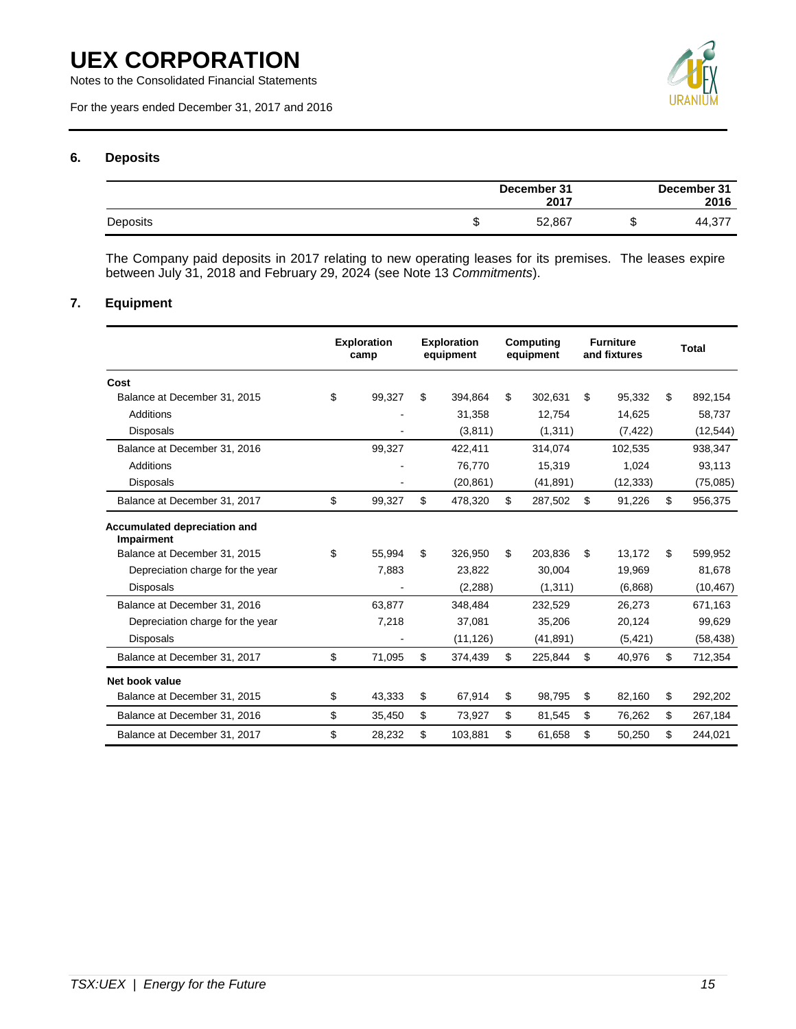## 6. Deposits

| | December 31 2017 | December 31 2016 |
|---|---|---|
| Deposits | $ 52,867 | $ 44,377 |

The Company paid deposits in 2017 relating to new operating leases for its premises. The leases expire between July 31, 2018 and February 29, 2024 (see Note 13 *Commitments*).

## 7. Equipment

| | Exploration camp | Exploration equipment | Computing equipment | Furniture and fixtures | Total |
|---|---|---|---|---|---|
| **Cost** | | | | | |
| Balance at December 31, 2015 | $ 99,327 | $ 394,864 | $ 302,631 | $ 95,332 | $ 892,154 |
| Additions | - | 31,358 | 12,754 | 14,625 | 58,737 |
| Disposals | - | (3,811) | (1,311) | (7,422) | (12,544) |
| Balance at December 31, 2016 | 99,327 | 422,411 | 314,074 | 102,535 | 938,347 |
| Additions | - | 76,770 | 15,319 | 1,024 | 93,113 |
| Disposals | - | (20,861) | (41,891) | (12,333) | (75,085) |
| Balance at December 31, 2017 | $ 99,327 | $ 478,320 | $ 287,502 | $ 91,226 | $ 956,375 |
| **Accumulated depreciation and Impairment** | | | | | |
| Balance at December 31, 2015 | $ 55,994 | $ 326,950 | $ 203,836 | $ 13,172 | $ 599,952 |
| Depreciation charge for the year | 7,883 | 23,822 | 30,004 | 19,969 | 81,678 |
| Disposals | - | (2,288) | (1,311) | (6,868) | (10,467) |
| Balance at December 31, 2016 | 63,877 | 348,484 | 232,529 | 26,273 | 671,163 |
| Depreciation charge for the year | 7,218 | 37,081 | 35,206 | 20,124 | 99,629 |
| Disposals | - | (11,126) | (41,891) | (5,421) | (58,438) |
| Balance at December 31, 2017 | $ 71,095 | $ 374,439 | $ 225,844 | $ 40,976 | $ 712,354 |
| **Net book value** | | | | | |
| Balance at December 31, 2015 | $ 43,333 | $ 67,914 | $ 98,795 | $ 82,160 | $ 292,202 |
| Balance at December 31, 2016 | $ 35,450 | $ 73,927 | $ 81,545 | $ 76,262 | $ 267,184 |
| Balance at December 31, 2017 | $ 28,232 | $ 103,881 | $ 61,658 | $ 50,250 | $ 244,021 |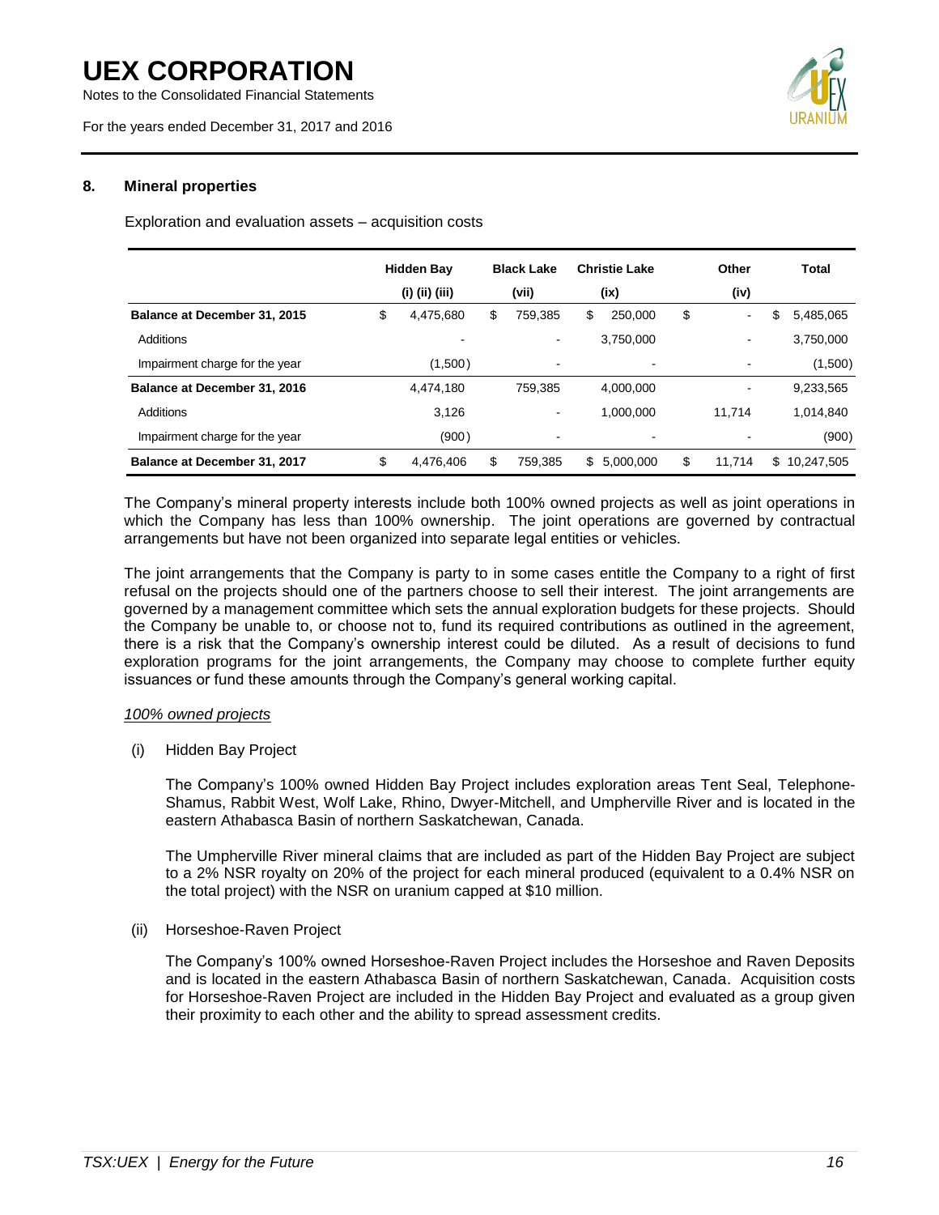## 8. Mineral properties

Exploration and evaluation assets – acquisition costs

| | Hidden Bay (i) (ii) (iii) | Black Lake (vii) | Christie Lake (ix) | Other (iv) | Total |
|---|---|---|---|---|---|
| **Balance at December 31, 2015** | $ 4,475,680 | $ 759,385 | $ 250,000 | $ - | $ 5,485,065 |
| Additions | - | - | 3,750,000 | - | 3,750,000 |
| Impairment charge for the year | (1,500) | - | - | - | (1,500) |
| **Balance at December 31, 2016** | 4,474,180 | 759,385 | 4,000,000 | - | 9,233,565 |
| Additions | 3,126 | - | 1,000,000 | 11,714 | 1,014,840 |
| Impairment charge for the year | (900) | - | - | - | (900) |
| **Balance at December 31, 2017** | $ 4,476,406 | $ 759,385 | $ 5,000,000 | $ 11,714 | $ 10,247,505 |

The Company's mineral property interests include both 100% owned projects as well as joint operations in which the Company has less than 100% ownership. The joint operations are governed by contractual arrangements but have not been organized into separate legal entities or vehicles.

The joint arrangements that the Company is party to in some cases entitle the Company to a right of first refusal on the projects should one of the partners choose to sell their interest. The joint arrangements are governed by a management committee which sets the annual exploration budgets for these projects. Should the Company be unable to, or choose not to, fund its required contributions as outlined in the agreement, there is a risk that the Company's ownership interest could be diluted. As a result of decisions to fund exploration programs for the joint arrangements, the Company may choose to complete further equity issuances or fund these amounts through the Company's general working capital.

*100% owned projects*

(i) Hidden Bay Project

The Company's 100% owned Hidden Bay Project includes exploration areas Tent Seal, Telephone-Shamus, Rabbit West, Wolf Lake, Rhino, Dwyer-Mitchell, and Umpherville River and is located in the eastern Athabasca Basin of northern Saskatchewan, Canada.

The Umpherville River mineral claims that are included as part of the Hidden Bay Project are subject to a 2% NSR royalty on 20% of the project for each mineral produced (equivalent to a 0.4% NSR on the total project) with the NSR on uranium capped at $10 million.

(ii) Horseshoe-Raven Project

The Company's 100% owned Horseshoe-Raven Project includes the Horseshoe and Raven Deposits and is located in the eastern Athabasca Basin of northern Saskatchewan, Canada. Acquisition costs for Horseshoe-Raven Project are included in the Hidden Bay Project and evaluated as a group given their proximity to each other and the ability to spread assessment credits.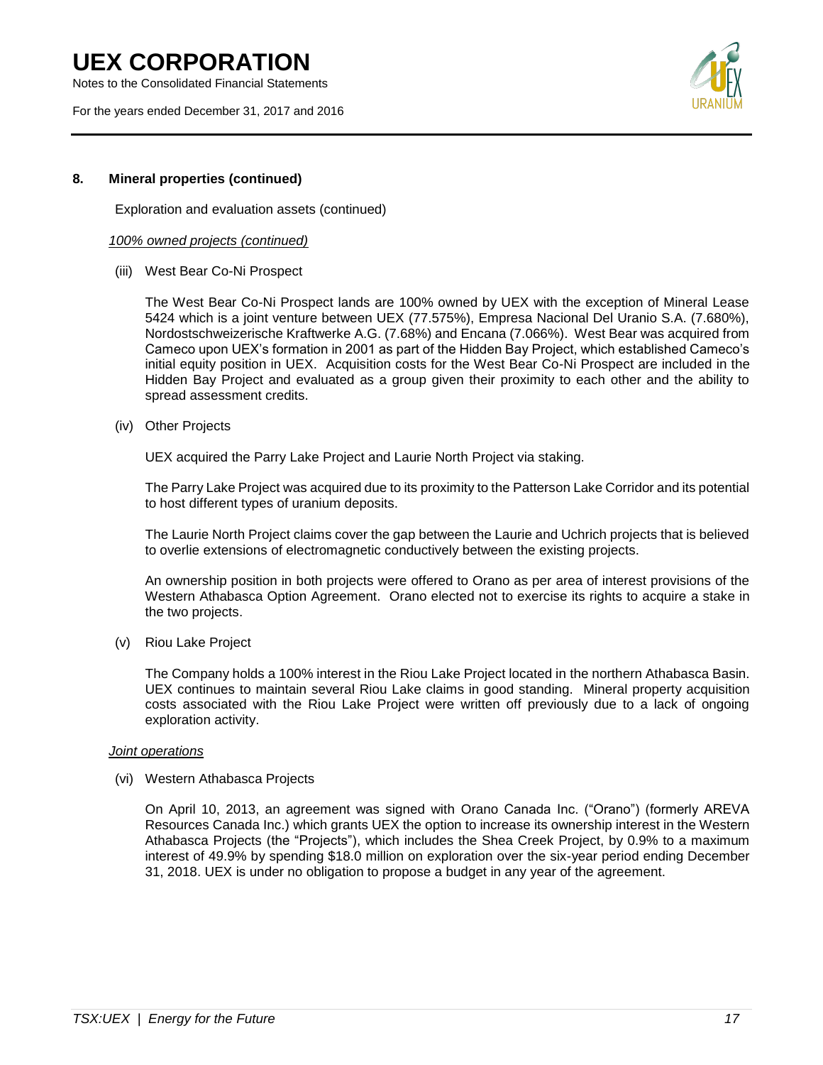## 8. Mineral properties (continued)

Exploration and evaluation assets (continued)

*100% owned projects (continued)*

(iii) West Bear Co-Ni Prospect

The West Bear Co-Ni Prospect lands are 100% owned by UEX with the exception of Mineral Lease 5424 which is a joint venture between UEX (77.575%), Empresa Nacional Del Uranio S.A. (7.680%), Nordostschweizerische Kraftwerke A.G. (7.68%) and Encana (7.066%). West Bear was acquired from Cameco upon UEX's formation in 2001 as part of the Hidden Bay Project, which established Cameco's initial equity position in UEX. Acquisition costs for the West Bear Co-Ni Prospect are included in the Hidden Bay Project and evaluated as a group given their proximity to each other and the ability to spread assessment credits.

(iv) Other Projects

UEX acquired the Parry Lake Project and Laurie North Project via staking.

The Parry Lake Project was acquired due to its proximity to the Patterson Lake Corridor and its potential to host different types of uranium deposits.

The Laurie North Project claims cover the gap between the Laurie and Uchrich projects that is believed to overlie extensions of electromagnetic conductively between the existing projects.

An ownership position in both projects were offered to Orano as per area of interest provisions of the Western Athabasca Option Agreement. Orano elected not to exercise its rights to acquire a stake in the two projects.

(v) Riou Lake Project

The Company holds a 100% interest in the Riou Lake Project located in the northern Athabasca Basin. UEX continues to maintain several Riou Lake claims in good standing. Mineral property acquisition costs associated with the Riou Lake Project were written off previously due to a lack of ongoing exploration activity.

*Joint operations*

(vi) Western Athabasca Projects

On April 10, 2013, an agreement was signed with Orano Canada Inc. ("Orano") (formerly AREVA Resources Canada Inc.) which grants UEX the option to increase its ownership interest in the Western Athabasca Projects (the "Projects"), which includes the Shea Creek Project, by 0.9% to a maximum interest of 49.9% by spending $18.0 million on exploration over the six-year period ending December 31, 2018. UEX is under no obligation to propose a budget in any year of the agreement.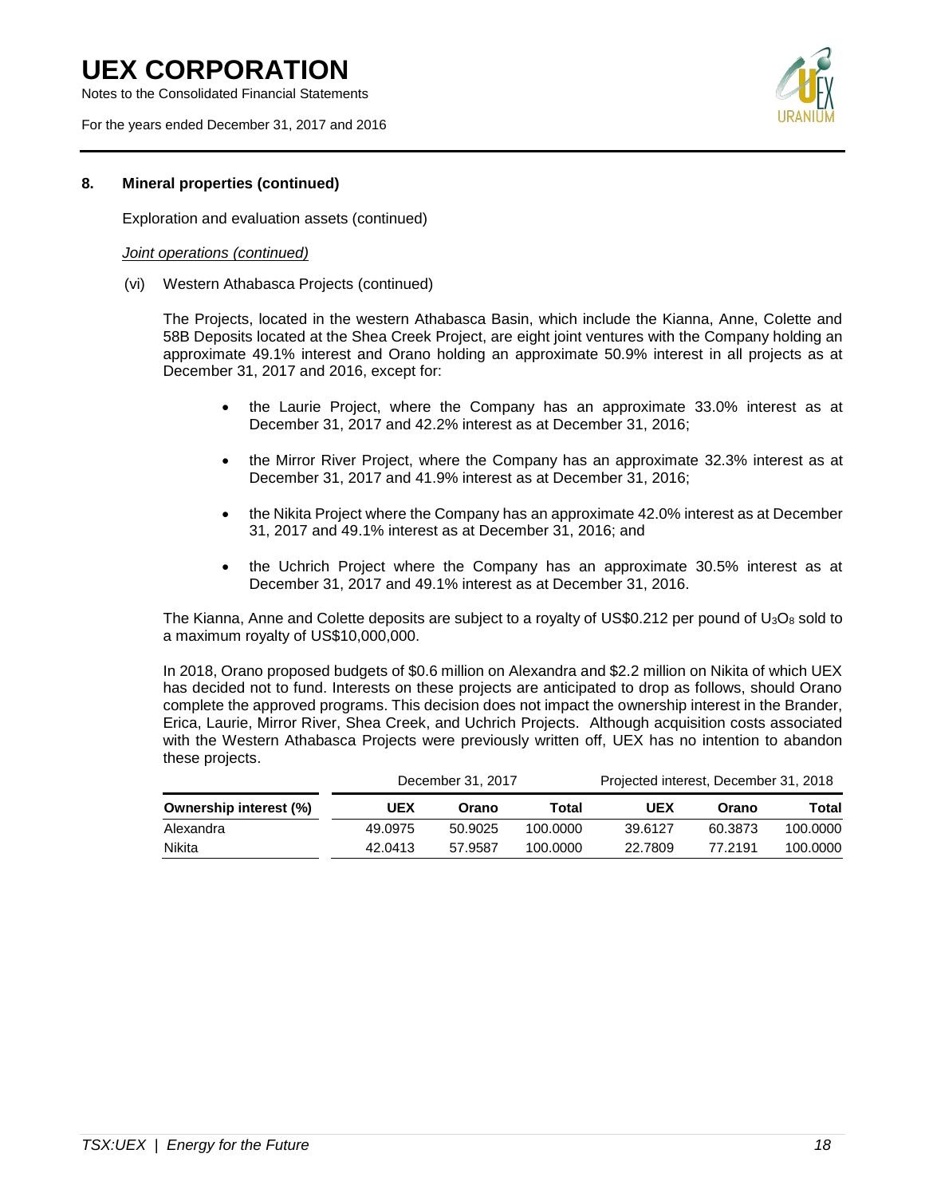## 8. Mineral properties (continued)

Exploration and evaluation assets (continued)

*Joint operations (continued)*

(vi) Western Athabasca Projects (continued)

The Projects, located in the western Athabasca Basin, which include the Kianna, Anne, Colette and 58B Deposits located at the Shea Creek Project, are eight joint ventures with the Company holding an approximate 49.1% interest and Orano holding an approximate 50.9% interest in all projects as at December 31, 2017 and 2016, except for:

- the Laurie Project, where the Company has an approximate 33.0% interest as at December 31, 2017 and 42.2% interest as at December 31, 2016;
- the Mirror River Project, where the Company has an approximate 32.3% interest as at December 31, 2017 and 41.9% interest as at December 31, 2016;
- the Nikita Project where the Company has an approximate 42.0% interest as at December 31, 2017 and 49.1% interest as at December 31, 2016; and
- the Uchrich Project where the Company has an approximate 30.5% interest as at December 31, 2017 and 49.1% interest as at December 31, 2016.

The Kianna, Anne and Colette deposits are subject to a royalty of US$0.212 per pound of $U_3O_8$ sold to a maximum royalty of US$10,000,000.

In 2018, Orano proposed budgets of $0.6 million on Alexandra and $2.2 million on Nikita of which UEX has decided not to fund. Interests on these projects are anticipated to drop as follows, should Orano complete the approved programs. This decision does not impact the ownership interest in the Brander, Erica, Laurie, Mirror River, Shea Creek, and Uchrich Projects. Although acquisition costs associated with the Western Athabasca Projects were previously written off, UEX has no intention to abandon these projects.

| | December 31, 2017 | | | Projected interest, December 31, 2018 | | |
|---|---|---|---|---|---|---|
| **Ownership interest (%)** | **UEX** | **Orano** | **Total** | **UEX** | **Orano** | **Total** |
| Alexandra | 49.0975 | 50.9025 | 100.0000 | 39.6127 | 60.3873 | 100.0000 |
| Nikita | 42.0413 | 57.9587 | 100.0000 | 22.7809 | 77.2191 | 100.0000 |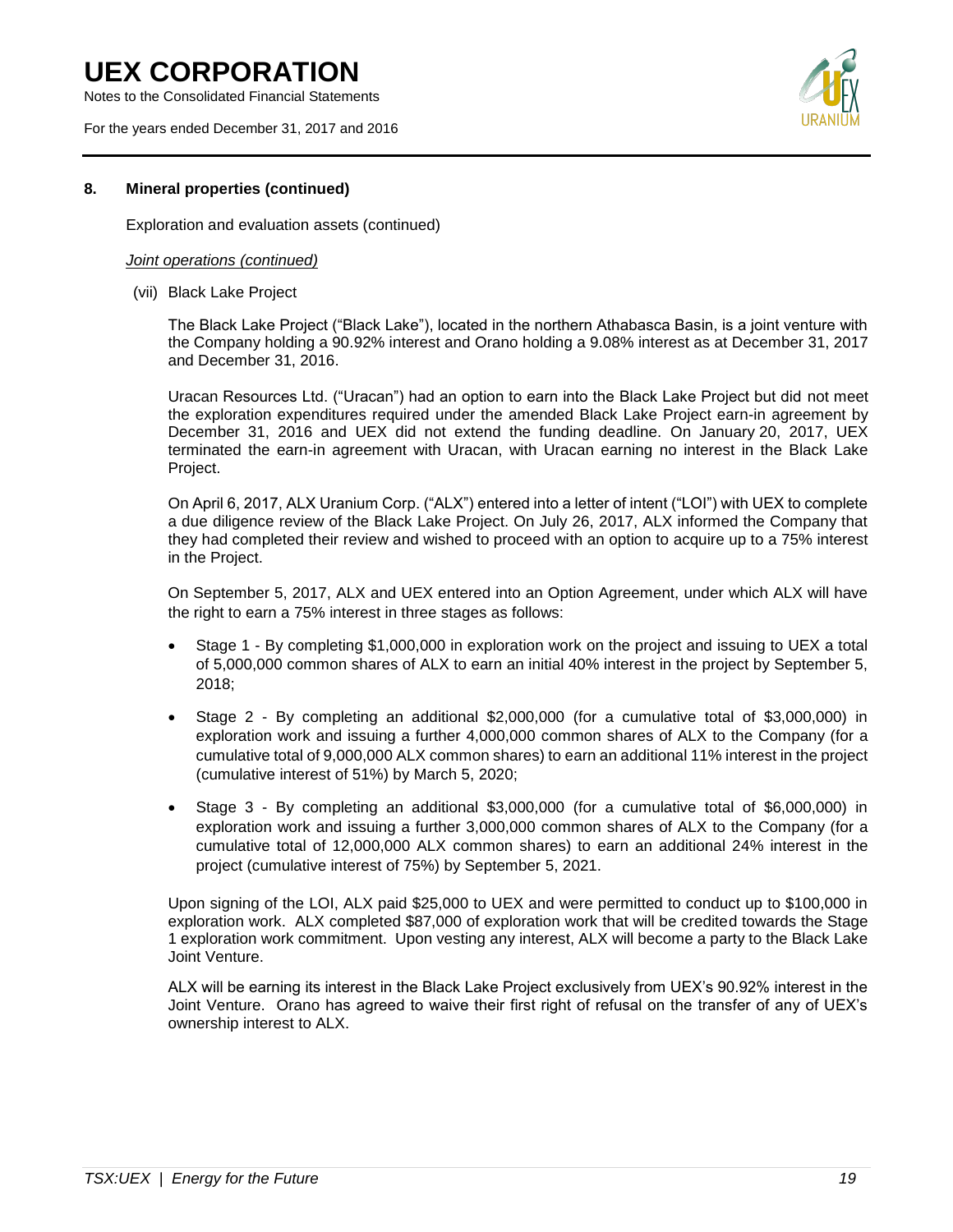## 8. Mineral properties (continued)

Exploration and evaluation assets (continued)

*Joint operations (continued)*

(vii) Black Lake Project

The Black Lake Project ("Black Lake"), located in the northern Athabasca Basin, is a joint venture with the Company holding a 90.92% interest and Orano holding a 9.08% interest as at December 31, 2017 and December 31, 2016.

Uracan Resources Ltd. ("Uracan") had an option to earn into the Black Lake Project but did not meet the exploration expenditures required under the amended Black Lake Project earn-in agreement by December 31, 2016 and UEX did not extend the funding deadline. On January 20, 2017, UEX terminated the earn-in agreement with Uracan, with Uracan earning no interest in the Black Lake Project.

On April 6, 2017, ALX Uranium Corp. ("ALX") entered into a letter of intent ("LOI") with UEX to complete a due diligence review of the Black Lake Project. On July 26, 2017, ALX informed the Company that they had completed their review and wished to proceed with an option to acquire up to a 75% interest in the Project.

On September 5, 2017, ALX and UEX entered into an Option Agreement, under which ALX will have the right to earn a 75% interest in three stages as follows:

- Stage 1 - By completing $1,000,000 in exploration work on the project and issuing to UEX a total of 5,000,000 common shares of ALX to earn an initial 40% interest in the project by September 5, 2018;
- Stage 2 - By completing an additional $2,000,000 (for a cumulative total of $3,000,000) in exploration work and issuing a further 4,000,000 common shares of ALX to the Company (for a cumulative total of 9,000,000 ALX common shares) to earn an additional 11% interest in the project (cumulative interest of 51%) by March 5, 2020;
- Stage 3 - By completing an additional $3,000,000 (for a cumulative total of $6,000,000) in exploration work and issuing a further 3,000,000 common shares of ALX to the Company (for a cumulative total of 12,000,000 ALX common shares) to earn an additional 24% interest in the project (cumulative interest of 75%) by September 5, 2021.

Upon signing of the LOI, ALX paid $25,000 to UEX and were permitted to conduct up to $100,000 in exploration work. ALX completed $87,000 of exploration work that will be credited towards the Stage 1 exploration work commitment. Upon vesting any interest, ALX will become a party to the Black Lake Joint Venture.

ALX will be earning its interest in the Black Lake Project exclusively from UEX's 90.92% interest in the Joint Venture. Orano has agreed to waive their first right of refusal on the transfer of any of UEX's ownership interest to ALX.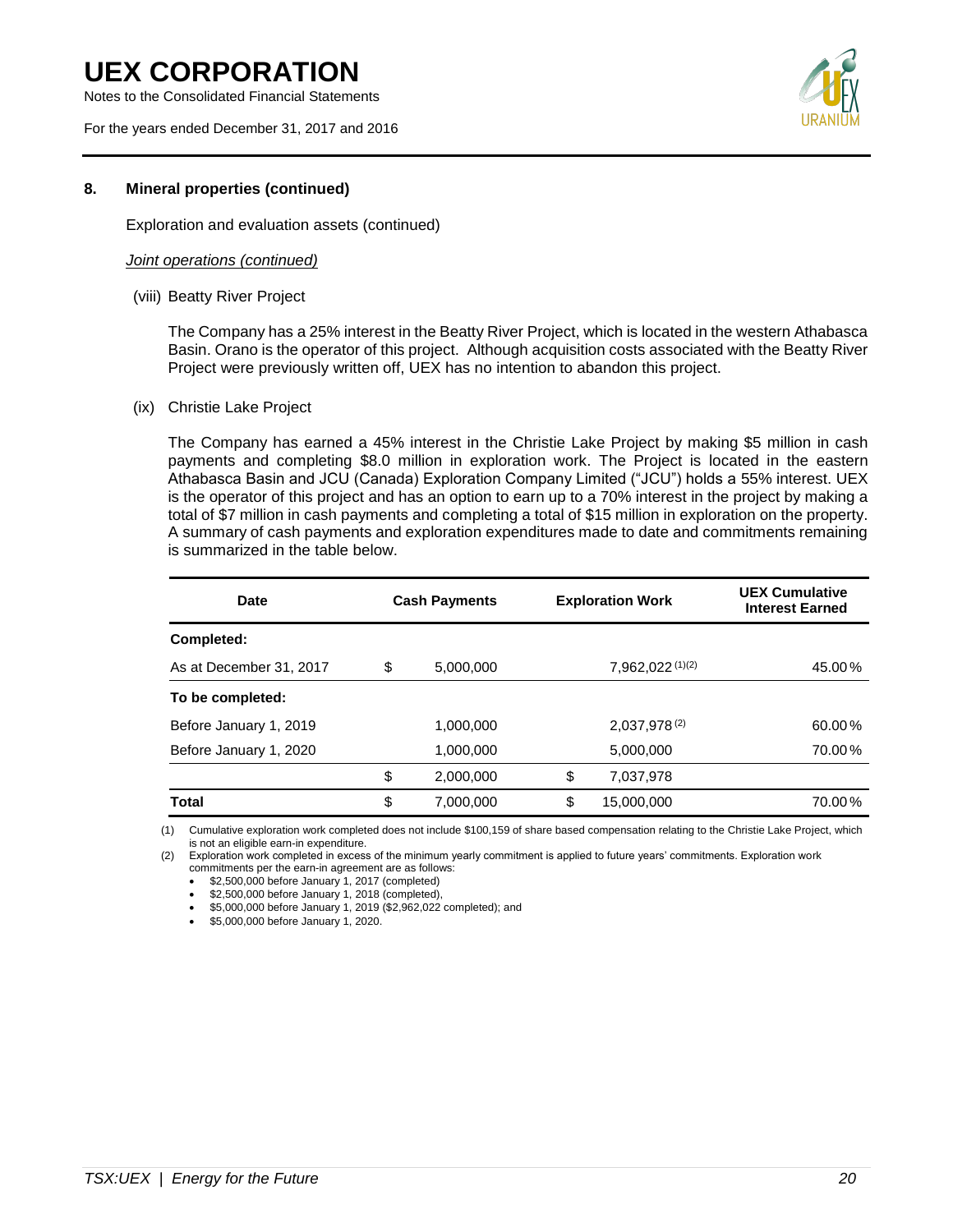## 8. Mineral properties (continued)

Exploration and evaluation assets (continued)

*Joint operations (continued)*

(viii) Beatty River Project

The Company has a 25% interest in the Beatty River Project, which is located in the western Athabasca Basin. Orano is the operator of this project. Although acquisition costs associated with the Beatty River Project were previously written off, UEX has no intention to abandon this project.

(ix) Christie Lake Project

The Company has earned a 45% interest in the Christie Lake Project by making $5 million in cash payments and completing $8.0 million in exploration work. The Project is located in the eastern Athabasca Basin and JCU (Canada) Exploration Company Limited ("JCU") holds a 55% interest. UEX is the operator of this project and has an option to earn up to a 70% interest in the project by making a total of $7 million in cash payments and completing a total of $15 million in exploration on the property. A summary of cash payments and exploration expenditures made to date and commitments remaining is summarized in the table below.

| Date | Cash Payments | Exploration Work | UEX Cumulative Interest Earned |
|---|---|---|---|
| **Completed:** | | | |
| As at December 31, 2017 | $ 5,000,000 | 7,962,022 (1)(2) | 45.00% |
| **To be completed:** | | | |
| Before January 1, 2019 | 1,000,000 | 2,037,978 (2) | 60.00% |
| Before January 1, 2020 | 1,000,000 | 5,000,000 | 70.00% |
| | $ 2,000,000 | $ 7,037,978 | |
| **Total** | $ 7,000,000 | $ 15,000,000 | 70.00% |

(1) Cumulative exploration work completed does not include $100,159 of share based compensation relating to the Christie Lake Project, which is not an eligible earn-in expenditure.

(2) Exploration work completed in excess of the minimum yearly commitment is applied to future years' commitments. Exploration work commitments per the earn-in agreement are as follows:

- $2,500,000 before January 1, 2017 (completed)
- $2,500,000 before January 1, 2018 (completed),
- $5,000,000 before January 1, 2019 ($2,962,022 completed); and
- $5,000,000 before January 1, 2020.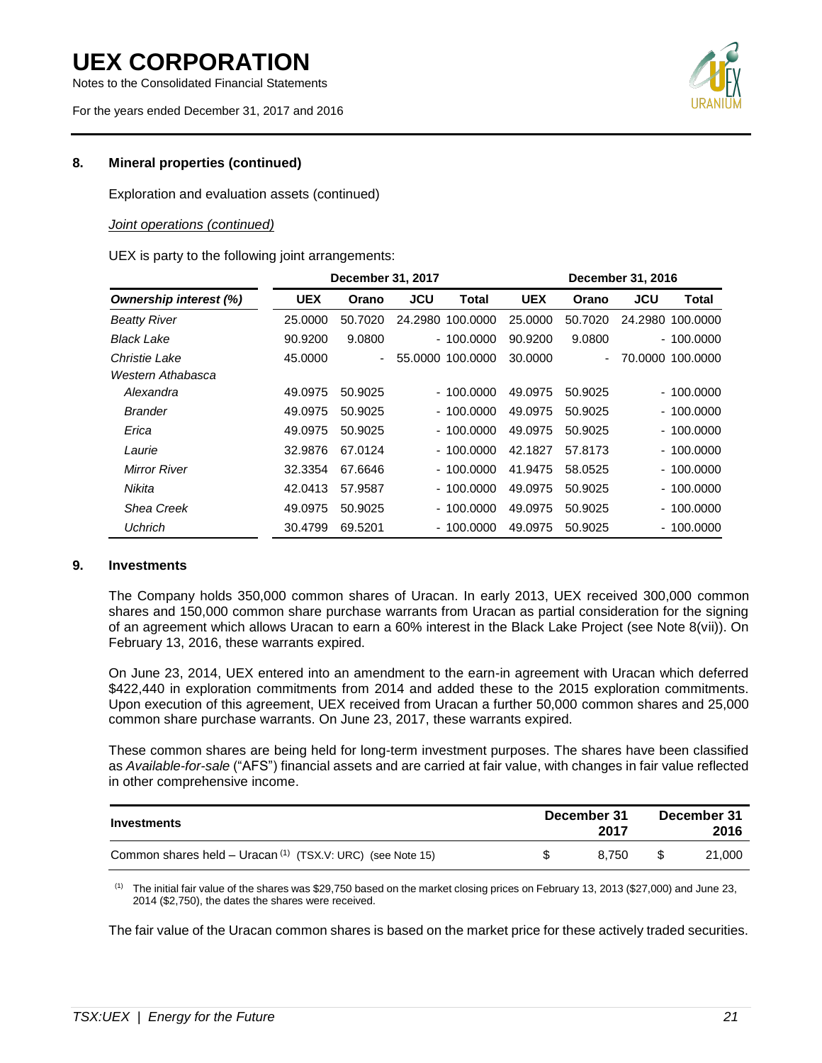## 8. Mineral properties (continued)

Exploration and evaluation assets (continued)

*Joint operations (continued)*

UEX is party to the following joint arrangements:

| | December 31, 2017 | | | | December 31, 2016 | | | |
|---|---|---|---|---|---|---|---|---|
| ***Ownership interest (%)*** | **UEX** | **Orano** | **JCU** | **Total** | **UEX** | **Orano** | **JCU** | **Total** |
| *Beatty River* | 25.0000 | 50.7020 | 24.2980 | 100.0000 | 25.0000 | 50.7020 | 24.2980 | 100.0000 |
| *Black Lake* | 90.9200 | 9.0800 | - | 100.0000 | 90.9200 | 9.0800 | - | 100.0000 |
| *Christie Lake* | 45.0000 | - | 55.0000 | 100.0000 | 30.0000 | - | 70.0000 | 100.0000 |
| *Western Athabasca* | | | | | | | | |
| *Alexandra* | 49.0975 | 50.9025 | - | 100.0000 | 49.0975 | 50.9025 | - | 100.0000 |
| *Brander* | 49.0975 | 50.9025 | - | 100.0000 | 49.0975 | 50.9025 | - | 100.0000 |
| *Erica* | 49.0975 | 50.9025 | - | 100.0000 | 49.0975 | 50.9025 | - | 100.0000 |
| *Laurie* | 32.9876 | 67.0124 | - | 100.0000 | 42.1827 | 57.8173 | - | 100.0000 |
| *Mirror River* | 32.3354 | 67.6646 | - | 100.0000 | 41.9475 | 58.0525 | - | 100.0000 |
| *Nikita* | 42.0413 | 57.9587 | - | 100.0000 | 49.0975 | 50.9025 | - | 100.0000 |
| *Shea Creek* | 49.0975 | 50.9025 | - | 100.0000 | 49.0975 | 50.9025 | - | 100.0000 |
| *Uchrich* | 30.4799 | 69.5201 | - | 100.0000 | 49.0975 | 50.9025 | - | 100.0000 |

## 9. Investments

The Company holds 350,000 common shares of Uracan. In early 2013, UEX received 300,000 common shares and 150,000 common share purchase warrants from Uracan as partial consideration for the signing of an agreement which allows Uracan to earn a 60% interest in the Black Lake Project (see Note 8(vii)). On February 13, 2016, these warrants expired.

On June 23, 2014, UEX entered into an amendment to the earn-in agreement with Uracan which deferred $422,440 in exploration commitments from 2014 and added these to the 2015 exploration commitments. Upon execution of this agreement, UEX received from Uracan a further 50,000 common shares and 25,000 common share purchase warrants. On June 23, 2017, these warrants expired.

These common shares are being held for long-term investment purposes. The shares have been classified as *Available-for-sale* ("AFS") financial assets and are carried at fair value, with changes in fair value reflected in other comprehensive income.

| **Investments** | **December 31 2017** | **December 31 2016** |
|---|---|---|
| Common shares held – Uracan [1] (TSX.V: URC) (see Note 15) | $ 8,750 | $ 21,000 |

[1] The initial fair value of the shares was $29,750 based on the market closing prices on February 13, 2013 ($27,000) and June 23, 2014 ($2,750), the dates the shares were received.

The fair value of the Uracan common shares is based on the market price for these actively traded securities.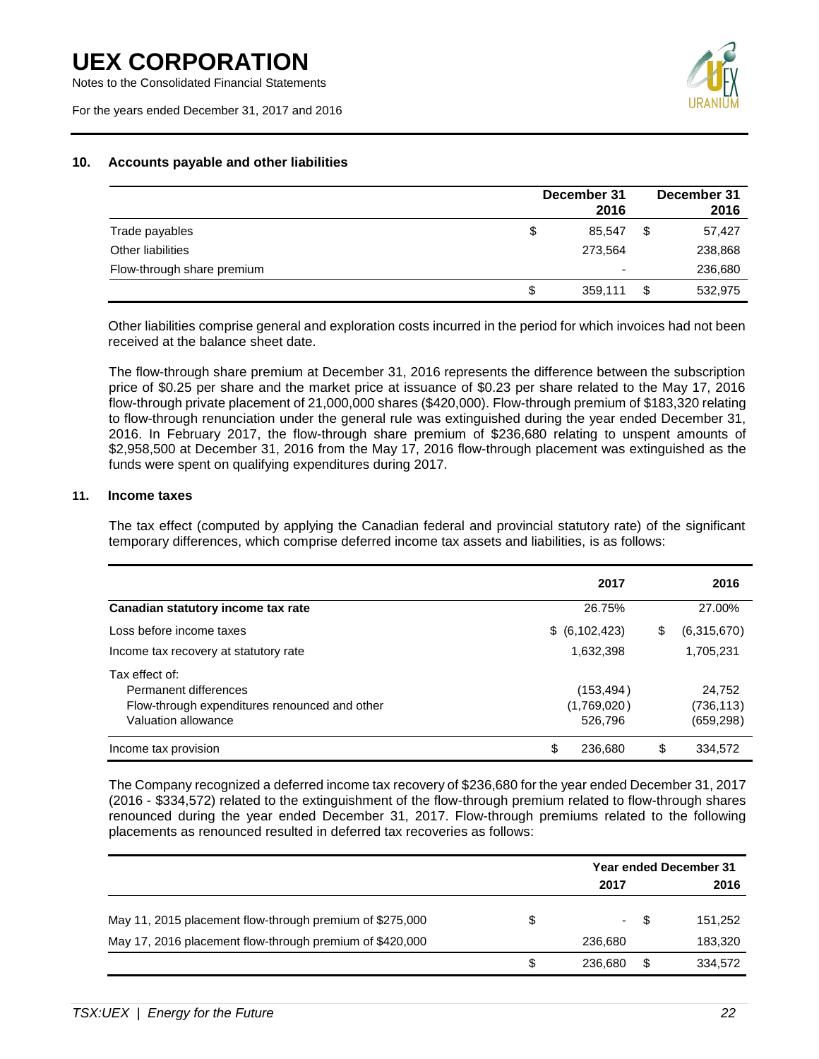## 10. Accounts payable and other liabilities

| | December 31 2016 | December 31 2016 |
|---|---|---|
| Trade payables | $ 85,547 | $ 57,427 |
| Other liabilities | 273,564 | 238,868 |
| Flow-through share premium | - | 236,680 |
| | $ 359,111 | $ 532,975 |

Other liabilities comprise general and exploration costs incurred in the period for which invoices had not been received at the balance sheet date.

The flow-through share premium at December 31, 2016 represents the difference between the subscription price of $0.25 per share and the market price at issuance of $0.23 per share related to the May 17, 2016 flow-through private placement of 21,000,000 shares ($420,000). Flow-through premium of $183,320 relating to flow-through renunciation under the general rule was extinguished during the year ended December 31, 2016. In February 2017, the flow-through share premium of $236,680 relating to unspent amounts of $2,958,500 at December 31, 2016 from the May 17, 2016 flow-through placement was extinguished as the funds were spent on qualifying expenditures during 2017.

## 11. Income taxes

The tax effect (computed by applying the Canadian federal and provincial statutory rate) of the significant temporary differences, which comprise deferred income tax assets and liabilities, is as follows:

| | 2017 | 2016 |
|---|---|---|
| **Canadian statutory income tax rate** | 26.75% | 27.00% |
| Loss before income taxes | $ (6,102,423) | $ (6,315,670) |
| Income tax recovery at statutory rate | 1,632,398 | 1,705,231 |
| Tax effect of: | | |
| Permanent differences | (153,494) | 24,752 |
| Flow-through expenditures renounced and other | (1,769,020) | (736,113) |
| Valuation allowance | 526,796 | (659,298) |
| Income tax provision | $ 236,680 | $ 334,572 |

The Company recognized a deferred income tax recovery of $236,680 for the year ended December 31, 2017 (2016 - $334,572) related to the extinguishment of the flow-through premium related to flow-through shares renounced during the year ended December 31, 2017. Flow-through premiums related to the following placements as renounced resulted in deferred tax recoveries as follows:

| | Year ended December 31 | |
|---|---|---|
| | 2017 | 2016 |
| May 11, 2015 placement flow-through premium of $275,000 | $ - | $ 151,252 |
| May 17, 2016 placement flow-through premium of $420,000 | 236,680 | 183,320 |
| | $ 236,680 | $ 334,572 |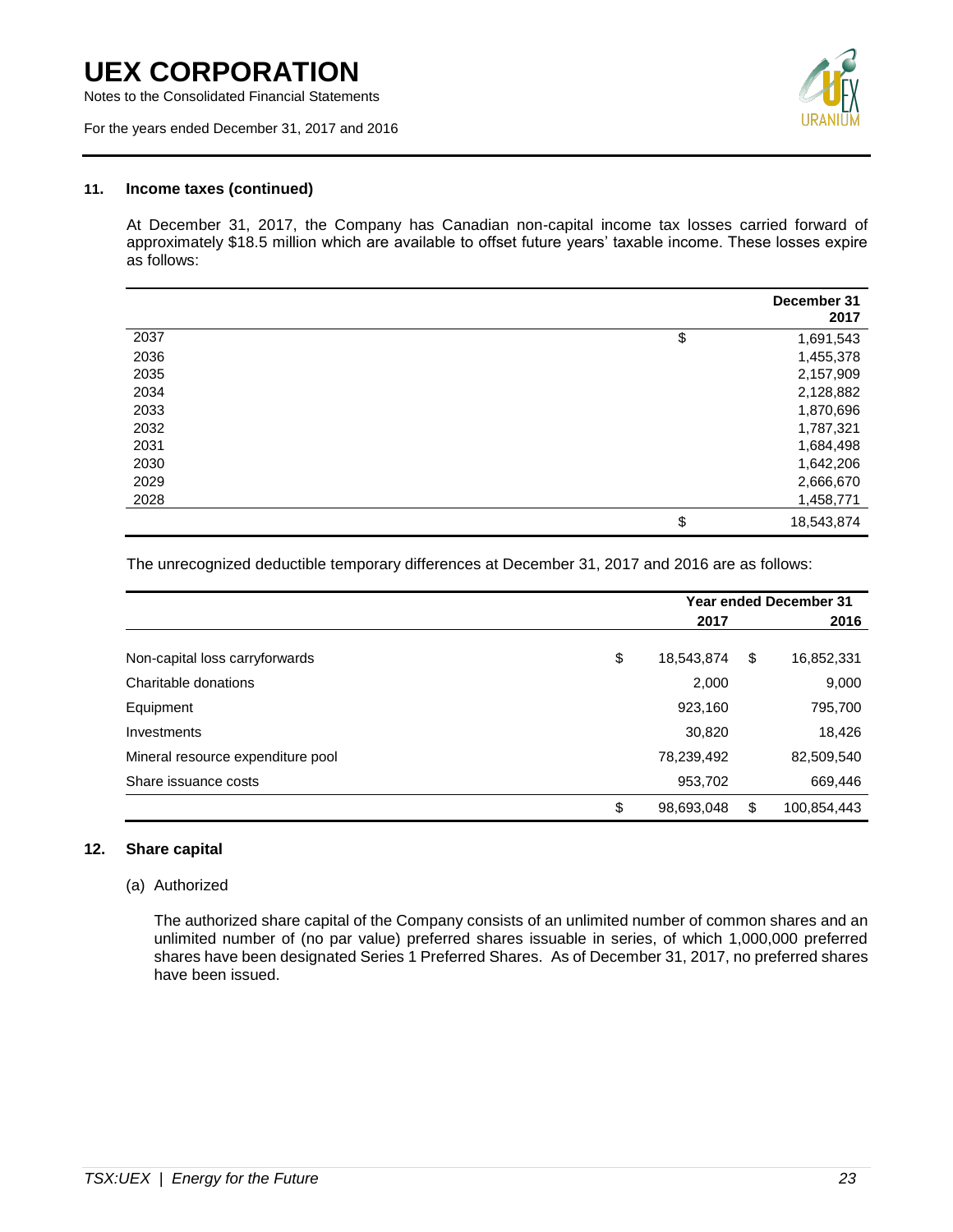### 11. Income taxes (continued)

At December 31, 2017, the Company has Canadian non-capital income tax losses carried forward of approximately $18.5 million which are available to offset future years' taxable income. These losses expire as follows:

| | | December 31 2017 |
|---|---|---|
| 2037 | $ | 1,691,543 |
| 2036 | | 1,455,378 |
| 2035 | | 2,157,909 |
| 2034 | | 2,128,882 |
| 2033 | | 1,870,696 |
| 2032 | | 1,787,321 |
| 2031 | | 1,684,498 |
| 2030 | | 1,642,206 |
| 2029 | | 2,666,670 |
| 2028 | | 1,458,771 |
| | $ | 18,543,874 |

The unrecognized deductible temporary differences at December 31, 2017 and 2016 are as follows:

| | Year ended December 31 | | | |
|---|---|---|---|---|
| | | 2017 | | 2016 |
| Non-capital loss carryforwards | $ | 18,543,874 | $ | 16,852,331 |
| Charitable donations | | 2,000 | | 9,000 |
| Equipment | | 923,160 | | 795,700 |
| Investments | | 30,820 | | 18,426 |
| Mineral resource expenditure pool | | 78,239,492 | | 82,509,540 |
| Share issuance costs | | 953,702 | | 669,446 |
| | $ | 98,693,048 | $ | 100,854,443 |

### 12. Share capital

(a) Authorized

The authorized share capital of the Company consists of an unlimited number of common shares and an unlimited number of (no par value) preferred shares issuable in series, of which 1,000,000 preferred shares have been designated Series 1 Preferred Shares. As of December 31, 2017, no preferred shares have been issued.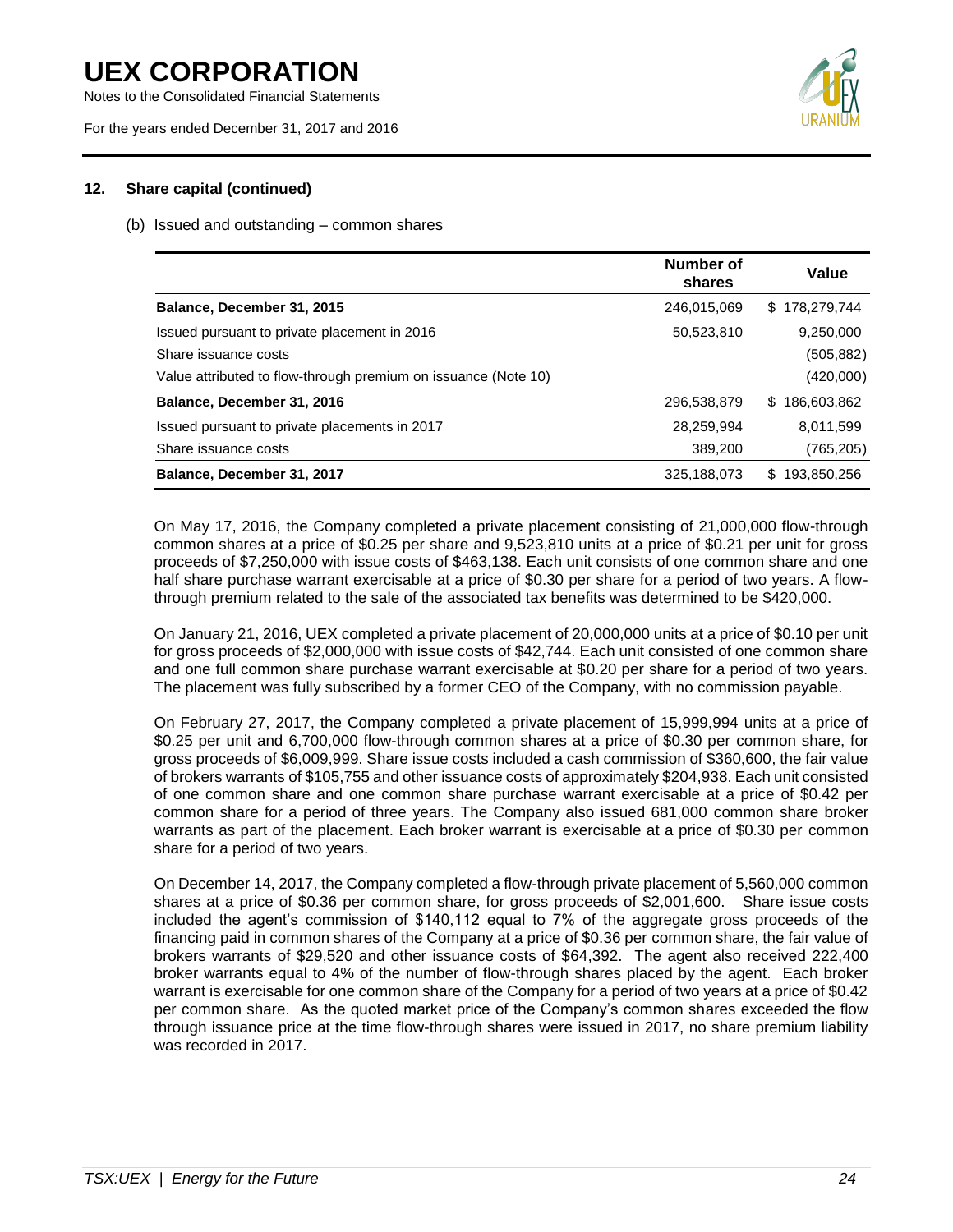## 12. Share capital (continued)

(b) Issued and outstanding – common shares

| | Number of shares | Value |
|---|---|---|
| **Balance, December 31, 2015** | 246,015,069 | $ 178,279,744 |
| Issued pursuant to private placement in 2016 | 50,523,810 | 9,250,000 |
| Share issuance costs | | (505,882) |
| Value attributed to flow-through premium on issuance (Note 10) | | (420,000) |
| **Balance, December 31, 2016** | 296,538,879 | $ 186,603,862 |
| Issued pursuant to private placements in 2017 | 28,259,994 | 8,011,599 |
| Share issuance costs | 389,200 | (765,205) |
| **Balance, December 31, 2017** | 325,188,073 | $ 193,850,256 |

On May 17, 2016, the Company completed a private placement consisting of 21,000,000 flow-through common shares at a price of $0.25 per share and 9,523,810 units at a price of $0.21 per unit for gross proceeds of $7,250,000 with issue costs of $463,138. Each unit consists of one common share and one half share purchase warrant exercisable at a price of $0.30 per share for a period of two years. A flow-through premium related to the sale of the associated tax benefits was determined to be $420,000.

On January 21, 2016, UEX completed a private placement of 20,000,000 units at a price of $0.10 per unit for gross proceeds of $2,000,000 with issue costs of $42,744. Each unit consisted of one common share and one full common share purchase warrant exercisable at $0.20 per share for a period of two years. The placement was fully subscribed by a former CEO of the Company, with no commission payable.

On February 27, 2017, the Company completed a private placement of 15,999,994 units at a price of $0.25 per unit and 6,700,000 flow-through common shares at a price of $0.30 per common share, for gross proceeds of $6,009,999. Share issue costs included a cash commission of $360,600, the fair value of brokers warrants of $105,755 and other issuance costs of approximately $204,938. Each unit consisted of one common share and one common share purchase warrant exercisable at a price of $0.42 per common share for a period of three years. The Company also issued 681,000 common share broker warrants as part of the placement. Each broker warrant is exercisable at a price of $0.30 per common share for a period of two years.

On December 14, 2017, the Company completed a flow-through private placement of 5,560,000 common shares at a price of $0.36 per common share, for gross proceeds of $2,001,600. Share issue costs included the agent's commission of $140,112 equal to 7% of the aggregate gross proceeds of the financing paid in common shares of the Company at a price of $0.36 per common share, the fair value of brokers warrants of $29,520 and other issuance costs of $64,392. The agent also received 222,400 broker warrants equal to 4% of the number of flow-through shares placed by the agent. Each broker warrant is exercisable for one common share of the Company for a period of two years at a price of $0.42 per common share. As the quoted market price of the Company's common shares exceeded the flow through issuance price at the time flow-through shares were issued in 2017, no share premium liability was recorded in 2017.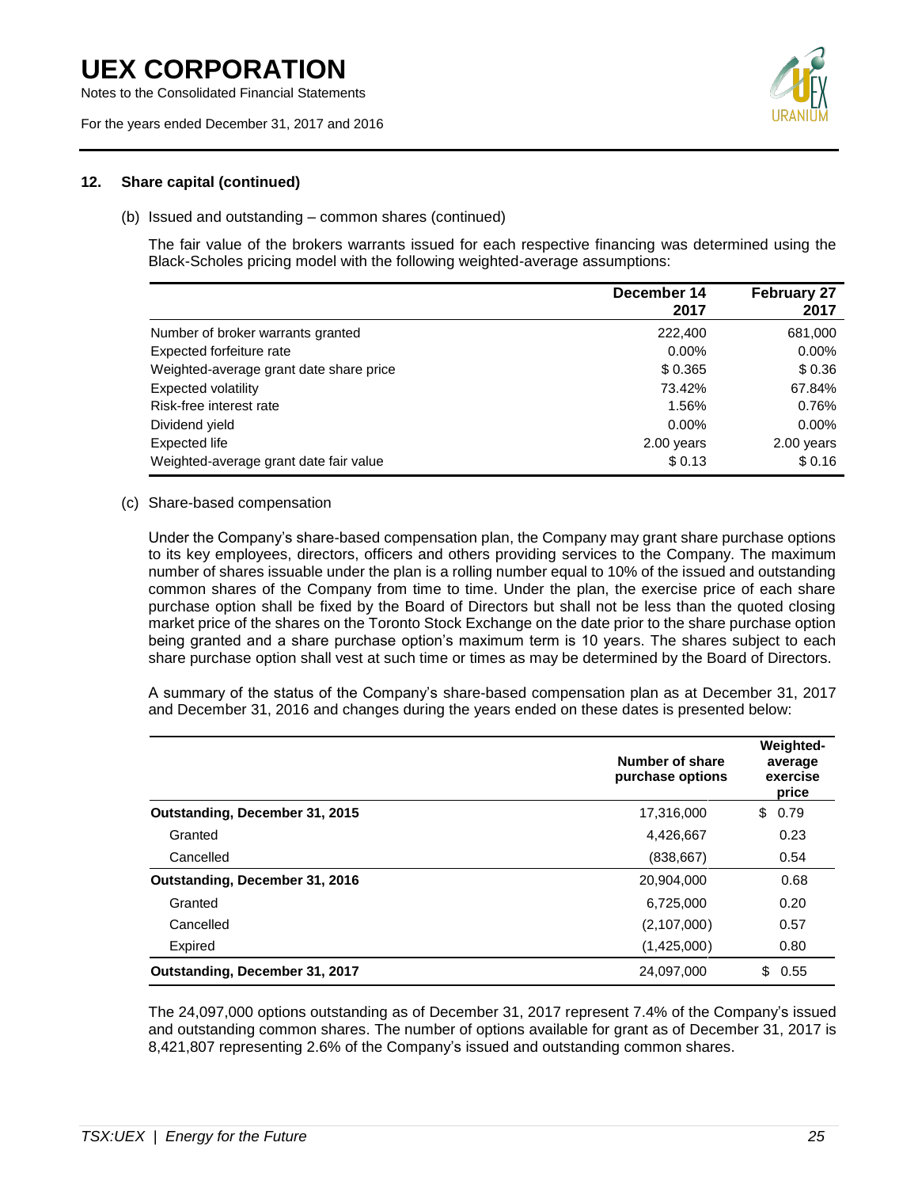### 12. Share capital (continued)

(b) Issued and outstanding – common shares (continued)

The fair value of the brokers warrants issued for each respective financing was determined using the Black-Scholes pricing model with the following weighted-average assumptions:

| | December 14 2017 | February 27 2017 |
|---|---|---|
| Number of broker warrants granted | 222,400 | 681,000 |
| Expected forfeiture rate | 0.00% | 0.00% |
| Weighted-average grant date share price | $ 0.365 | $ 0.36 |
| Expected volatility | 73.42% | 67.84% |
| Risk-free interest rate | 1.56% | 0.76% |
| Dividend yield | 0.00% | 0.00% |
| Expected life | 2.00 years | 2.00 years |
| Weighted-average grant date fair value | $ 0.13 | $ 0.16 |

(c) Share-based compensation

Under the Company's share-based compensation plan, the Company may grant share purchase options to its key employees, directors, officers and others providing services to the Company. The maximum number of shares issuable under the plan is a rolling number equal to 10% of the issued and outstanding common shares of the Company from time to time. Under the plan, the exercise price of each share purchase option shall be fixed by the Board of Directors but shall not be less than the quoted closing market price of the shares on the Toronto Stock Exchange on the date prior to the share purchase option being granted and a share purchase option's maximum term is 10 years. The shares subject to each share purchase option shall vest at such time or times as may be determined by the Board of Directors.

A summary of the status of the Company's share-based compensation plan as at December 31, 2017 and December 31, 2016 and changes during the years ended on these dates is presented below:

| | Number of share purchase options | Weighted-average exercise price |
|---|---|---|
| **Outstanding, December 31, 2015** | 17,316,000 | $ 0.79 |
| Granted | 4,426,667 | 0.23 |
| Cancelled | (838,667) | 0.54 |
| **Outstanding, December 31, 2016** | 20,904,000 | 0.68 |
| Granted | 6,725,000 | 0.20 |
| Cancelled | (2,107,000) | 0.57 |
| Expired | (1,425,000) | 0.80 |
| **Outstanding, December 31, 2017** | 24,097,000 | $ 0.55 |

The 24,097,000 options outstanding as of December 31, 2017 represent 7.4% of the Company's issued and outstanding common shares. The number of options available for grant as of December 31, 2017 is 8,421,807 representing 2.6% of the Company's issued and outstanding common shares.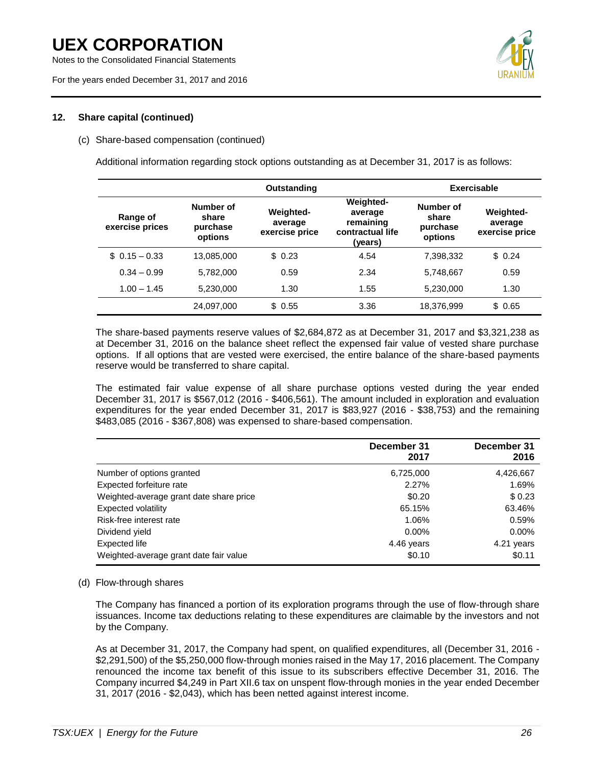## 12. Share capital (continued)

(c) Share-based compensation (continued)

Additional information regarding stock options outstanding as at December 31, 2017 is as follows:

| | Outstanding | | | Exercisable | |
|---|---|---|---|---|---|
| Range of exercise prices | Number of share purchase options | Weighted-average exercise price | Weighted-average remaining contractual life (years) | Number of share purchase options | Weighted-average exercise price |
| $ 0.15 – 0.33 | 13,085,000 | $ 0.23 | 4.54 | 7,398,332 | $ 0.24 |
| 0.34 – 0.99 | 5,782,000 | 0.59 | 2.34 | 5,748,667 | 0.59 |
| 1.00 – 1.45 | 5,230,000 | 1.30 | 1.55 | 5,230,000 | 1.30 |
| | 24,097,000 | $ 0.55 | 3.36 | 18,376,999 | $ 0.65 |

The share-based payments reserve values of $2,684,872 as at December 31, 2017 and $3,321,238 as at December 31, 2016 on the balance sheet reflect the expensed fair value of vested share purchase options. If all options that are vested were exercised, the entire balance of the share-based payments reserve would be transferred to share capital.

The estimated fair value expense of all share purchase options vested during the year ended December 31, 2017 is $567,012 (2016 - $406,561). The amount included in exploration and evaluation expenditures for the year ended December 31, 2017 is $83,927 (2016 - $38,753) and the remaining $483,085 (2016 - $367,808) was expensed to share-based compensation.

| | December 31 2017 | December 31 2016 |
|---|---|---|
| Number of options granted | 6,725,000 | 4,426,667 |
| Expected forfeiture rate | 2.27% | 1.69% |
| Weighted-average grant date share price | $0.20 | $ 0.23 |
| Expected volatility | 65.15% | 63.46% |
| Risk-free interest rate | 1.06% | 0.59% |
| Dividend yield | 0.00% | 0.00% |
| Expected life | 4.46 years | 4.21 years |
| Weighted-average grant date fair value | $0.10 | $0.11 |

(d) Flow-through shares

The Company has financed a portion of its exploration programs through the use of flow-through share issuances. Income tax deductions relating to these expenditures are claimable by the investors and not by the Company.

As at December 31, 2017, the Company had spent, on qualified expenditures, all (December 31, 2016 - $2,291,500) of the $5,250,000 flow-through monies raised in the May 17, 2016 placement. The Company renounced the income tax benefit of this issue to its subscribers effective December 31, 2016. The Company incurred $4,249 in Part XII.6 tax on unspent flow-through monies in the year ended December 31, 2017 (2016 - $2,043), which has been netted against interest income.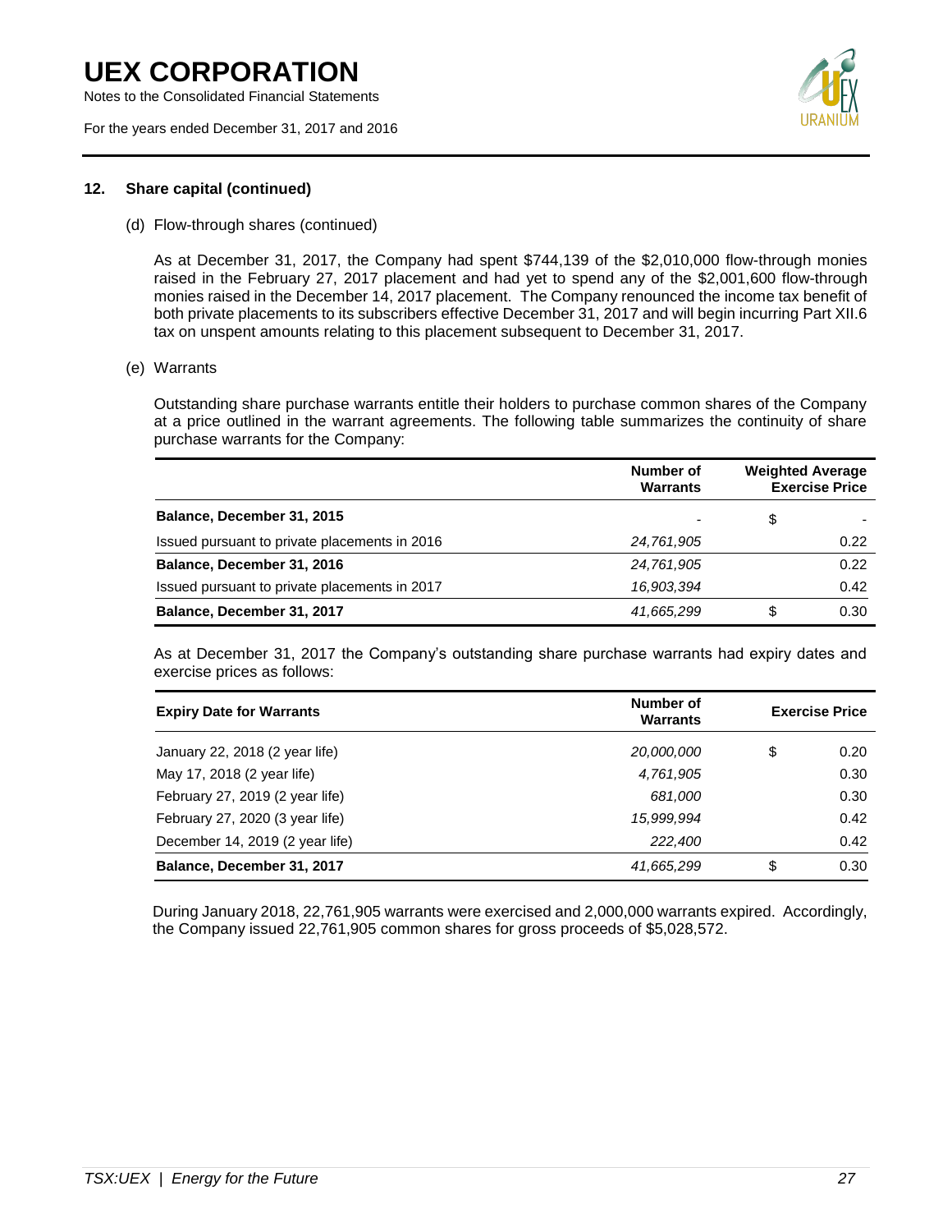## 12. Share capital (continued)

(d) Flow-through shares (continued)

As at December 31, 2017, the Company had spent $744,139 of the $2,010,000 flow-through monies raised in the February 27, 2017 placement and had yet to spend any of the $2,001,600 flow-through monies raised in the December 14, 2017 placement. The Company renounced the income tax benefit of both private placements to its subscribers effective December 31, 2017 and will begin incurring Part XII.6 tax on unspent amounts relating to this placement subsequent to December 31, 2017.

(e) Warrants

Outstanding share purchase warrants entitle their holders to purchase common shares of the Company at a price outlined in the warrant agreements. The following table summarizes the continuity of share purchase warrants for the Company:

| | Number of Warrants | Weighted Average Exercise Price |
|---|---|---|
| **Balance, December 31, 2015** | - | $ - |
| Issued pursuant to private placements in 2016 | *24,761,905* | 0.22 |
| **Balance, December 31, 2016** | *24,761,905* | 0.22 |
| Issued pursuant to private placements in 2017 | *16,903,394* | 0.42 |
| **Balance, December 31, 2017** | *41,665,299* | $ 0.30 |

As at December 31, 2017 the Company's outstanding share purchase warrants had expiry dates and exercise prices as follows:

| Expiry Date for Warrants | Number of Warrants | Exercise Price |
|---|---|---|
| January 22, 2018 (2 year life) | *20,000,000* | $ 0.20 |
| May 17, 2018 (2 year life) | *4,761,905* | 0.30 |
| February 27, 2019 (2 year life) | *681,000* | 0.30 |
| February 27, 2020 (3 year life) | *15,999,994* | 0.42 |
| December 14, 2019 (2 year life) | *222,400* | 0.42 |
| **Balance, December 31, 2017** | *41,665,299* | $ 0.30 |

During January 2018, 22,761,905 warrants were exercised and 2,000,000 warrants expired. Accordingly, the Company issued 22,761,905 common shares for gross proceeds of $5,028,572.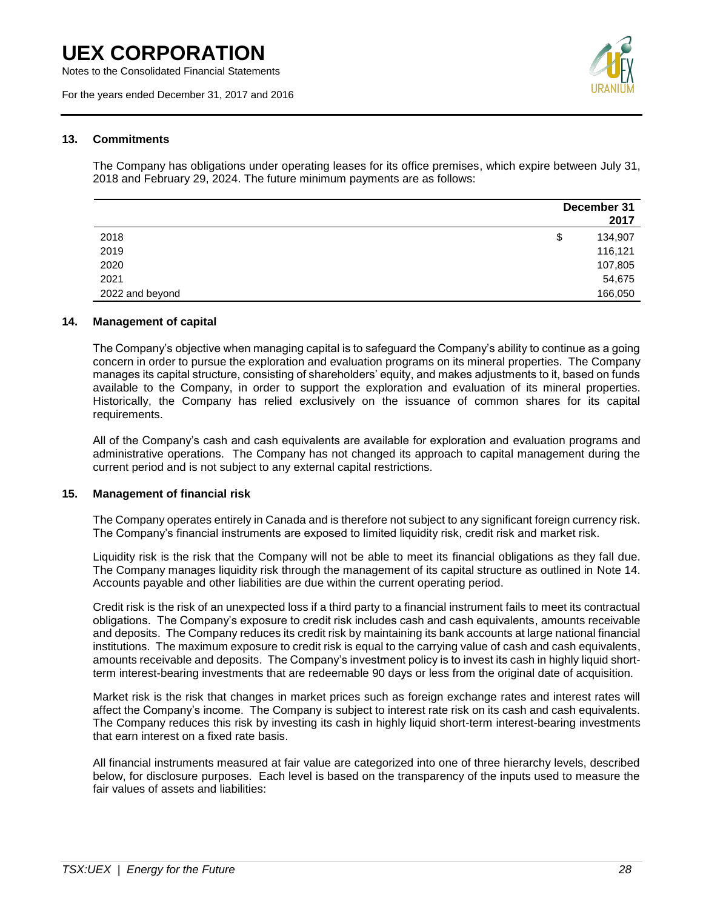## 13. Commitments

The Company has obligations under operating leases for its office premises, which expire between July 31, 2018 and February 29, 2024. The future minimum payments are as follows:

| | December 31 2017 |
|---|---|
| 2018 | $ 134,907 |
| 2019 | 116,121 |
| 2020 | 107,805 |
| 2021 | 54,675 |
| 2022 and beyond | 166,050 |

## 14. Management of capital

The Company's objective when managing capital is to safeguard the Company's ability to continue as a going concern in order to pursue the exploration and evaluation programs on its mineral properties. The Company manages its capital structure, consisting of shareholders' equity, and makes adjustments to it, based on funds available to the Company, in order to support the exploration and evaluation of its mineral properties. Historically, the Company has relied exclusively on the issuance of common shares for its capital requirements.

All of the Company's cash and cash equivalents are available for exploration and evaluation programs and administrative operations. The Company has not changed its approach to capital management during the current period and is not subject to any external capital restrictions.

## 15. Management of financial risk

The Company operates entirely in Canada and is therefore not subject to any significant foreign currency risk. The Company's financial instruments are exposed to limited liquidity risk, credit risk and market risk.

Liquidity risk is the risk that the Company will not be able to meet its financial obligations as they fall due. The Company manages liquidity risk through the management of its capital structure as outlined in Note 14. Accounts payable and other liabilities are due within the current operating period.

Credit risk is the risk of an unexpected loss if a third party to a financial instrument fails to meet its contractual obligations. The Company's exposure to credit risk includes cash and cash equivalents, amounts receivable and deposits. The Company reduces its credit risk by maintaining its bank accounts at large national financial institutions. The maximum exposure to credit risk is equal to the carrying value of cash and cash equivalents, amounts receivable and deposits. The Company's investment policy is to invest its cash in highly liquid short-term interest-bearing investments that are redeemable 90 days or less from the original date of acquisition.

Market risk is the risk that changes in market prices such as foreign exchange rates and interest rates will affect the Company's income. The Company is subject to interest rate risk on its cash and cash equivalents. The Company reduces this risk by investing its cash in highly liquid short-term interest-bearing investments that earn interest on a fixed rate basis.

All financial instruments measured at fair value are categorized into one of three hierarchy levels, described below, for disclosure purposes. Each level is based on the transparency of the inputs used to measure the fair values of assets and liabilities: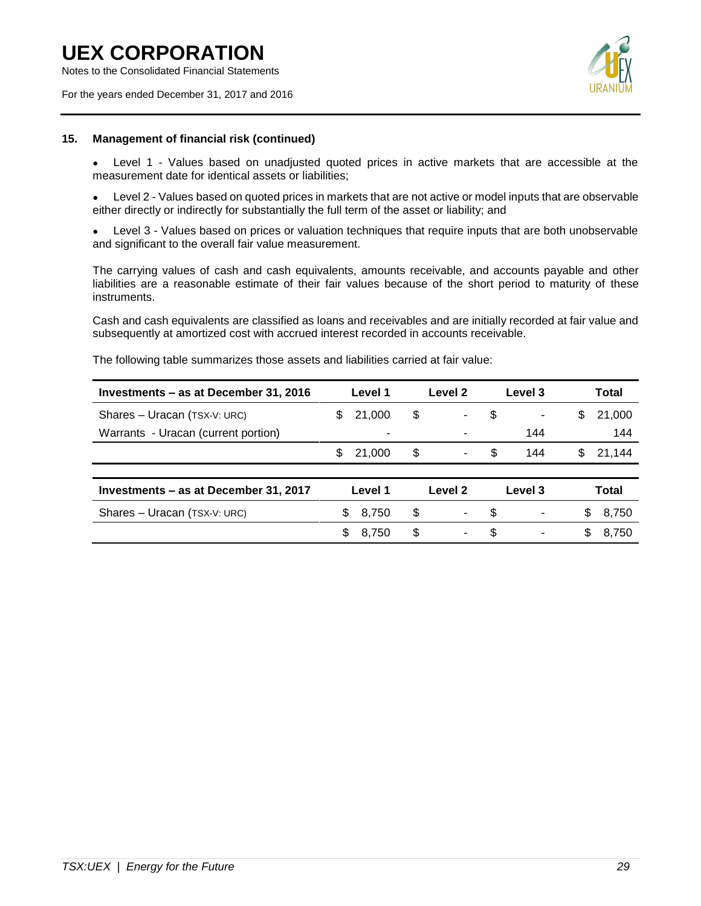### 15. Management of financial risk (continued)

- Level 1 - Values based on unadjusted quoted prices in active markets that are accessible at the measurement date for identical assets or liabilities;
- Level 2 - Values based on quoted prices in markets that are not active or model inputs that are observable either directly or indirectly for substantially the full term of the asset or liability; and
- Level 3 - Values based on prices or valuation techniques that require inputs that are both unobservable and significant to the overall fair value measurement.

The carrying values of cash and cash equivalents, amounts receivable, and accounts payable and other liabilities are a reasonable estimate of their fair values because of the short period to maturity of these instruments.

Cash and cash equivalents are classified as loans and receivables and are initially recorded at fair value and subsequently at amortized cost with accrued interest recorded in accounts receivable.

The following table summarizes those assets and liabilities carried at fair value:

| Investments – as at December 31, 2016 | Level 1 | Level 2 | Level 3 | Total |
|---|---|---|---|---|
| Shares – Uracan (TSX-V: URC) | $ 21,000 | $ - | $ - | $ 21,000 |
| Warrants - Uracan (current portion) | - | - | 144 | 144 |
| | $ 21,000 | $ - | $ 144 | $ 21,144 |

| Investments – as at December 31, 2017 | Level 1 | Level 2 | Level 3 | Total |
|---|---|---|---|---|
| Shares – Uracan (TSX-V: URC) | $ 8,750 | $ - | $ - | $ 8,750 |
| | $ 8,750 | $ - | $ - | $ 8,750 |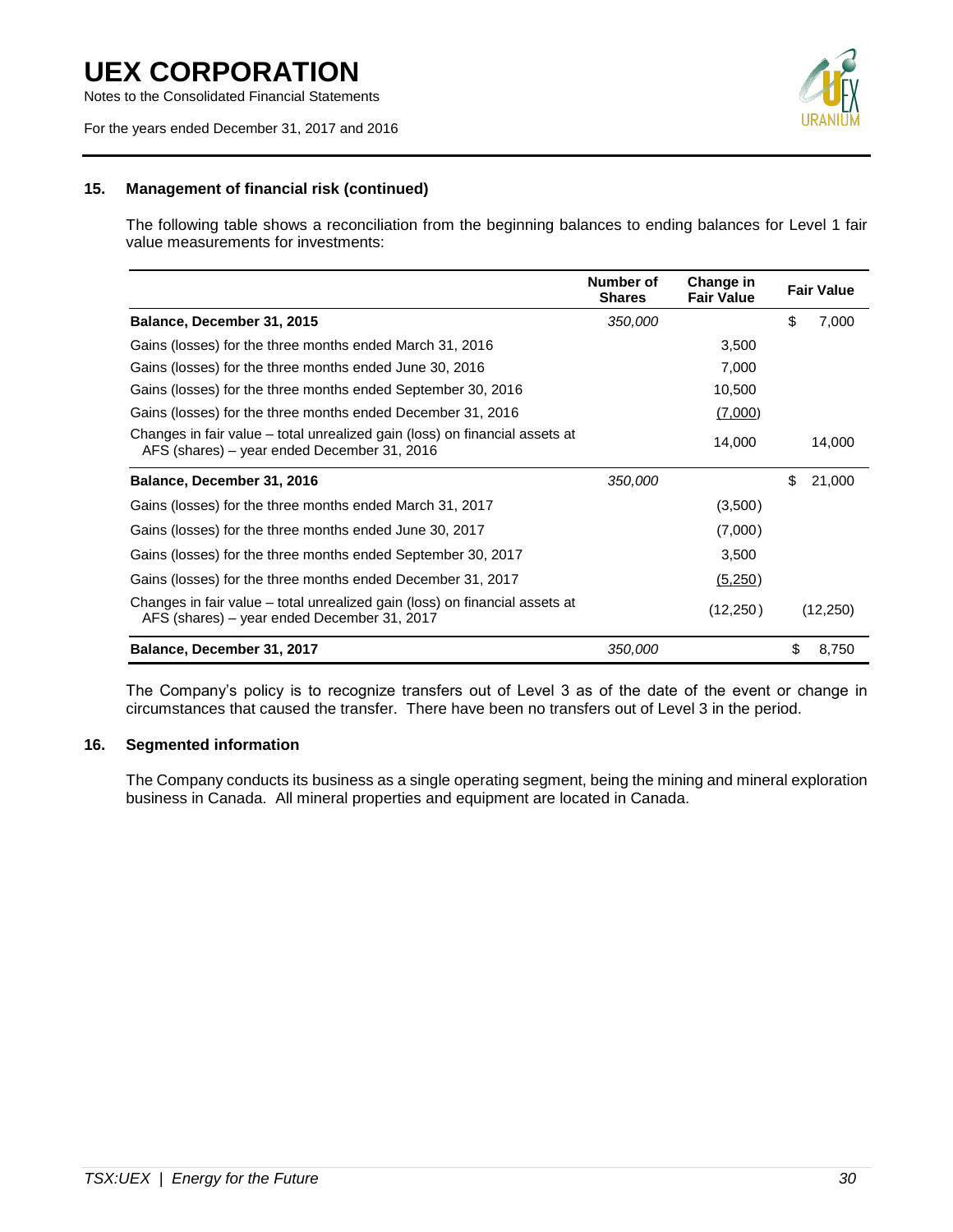### 15. Management of financial risk (continued)

The following table shows a reconciliation from the beginning balances to ending balances for Level 1 fair value measurements for investments:

| | Number of Shares | Change in Fair Value | Fair Value |
|---|---|---|---|
| **Balance, December 31, 2015** | *350,000* | | $ 7,000 |
| Gains (losses) for the three months ended March 31, 2016 | | 3,500 | |
| Gains (losses) for the three months ended June 30, 2016 | | 7,000 | |
| Gains (losses) for the three months ended September 30, 2016 | | 10,500 | |
| Gains (losses) for the three months ended December 31, 2016 | | (7,000) | |
| Changes in fair value – total unrealized gain (loss) on financial assets at AFS (shares) – year ended December 31, 2016 | | 14,000 | 14,000 |
| **Balance, December 31, 2016** | *350,000* | | $ 21,000 |
| Gains (losses) for the three months ended March 31, 2017 | | (3,500) | |
| Gains (losses) for the three months ended June 30, 2017 | | (7,000) | |
| Gains (losses) for the three months ended September 30, 2017 | | 3,500 | |
| Gains (losses) for the three months ended December 31, 2017 | | (5,250) | |
| Changes in fair value – total unrealized gain (loss) on financial assets at AFS (shares) – year ended December 31, 2017 | | (12,250) | (12,250) |
| **Balance, December 31, 2017** | *350,000* | | $ 8,750 |

The Company's policy is to recognize transfers out of Level 3 as of the date of the event or change in circumstances that caused the transfer. There have been no transfers out of Level 3 in the period.

### 16. Segmented information

The Company conducts its business as a single operating segment, being the mining and mineral exploration business in Canada. All mineral properties and equipment are located in Canada.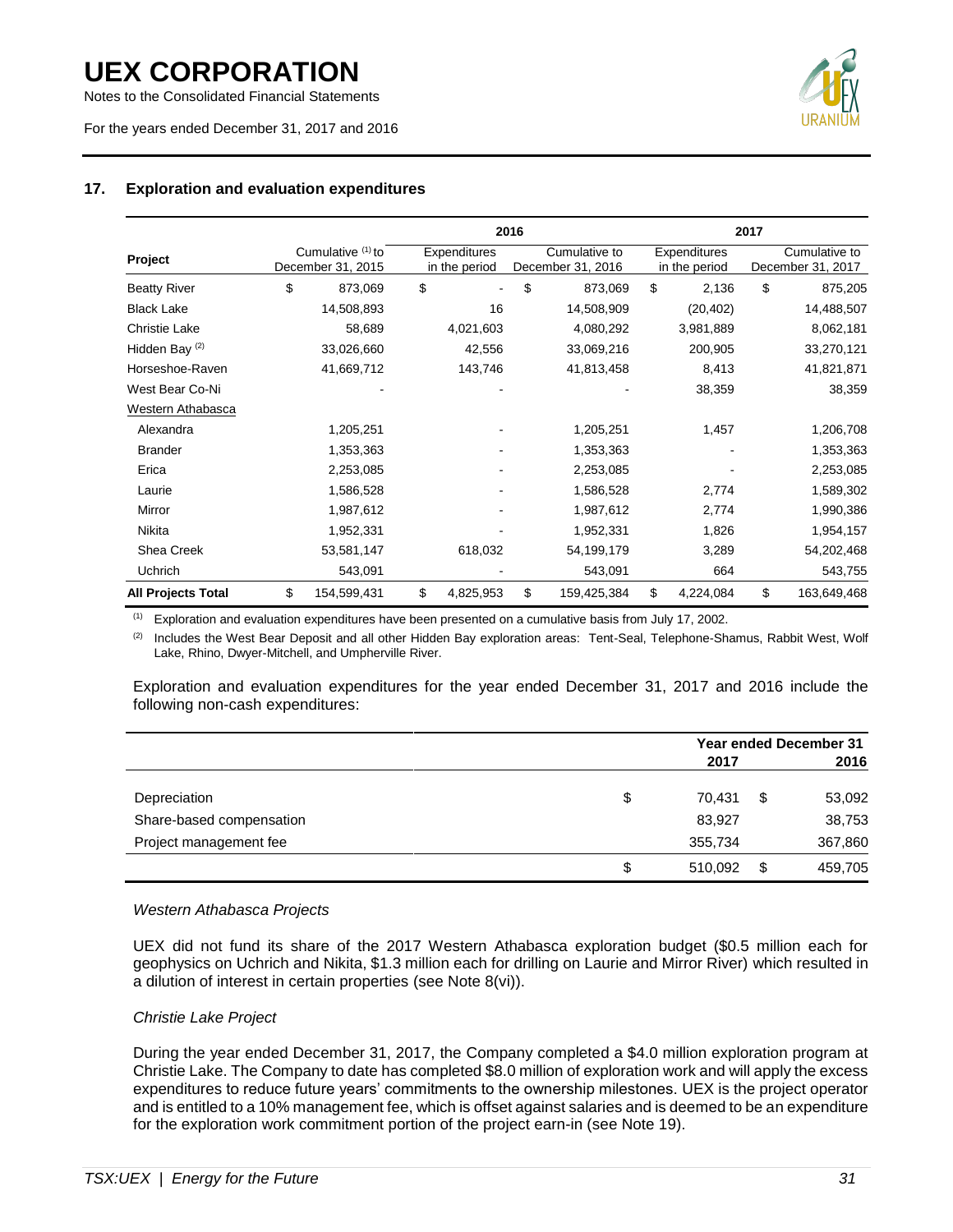## 17. Exploration and evaluation expenditures

| | | 2016 | | 2017 | |
|---|---|---|---|---|---|
| **Project** | Cumulative [1] to December 31, 2015 | Expenditures in the period | Cumulative to December 31, 2016 | Expenditures in the period | Cumulative to December 31, 2017 |
| Beatty River | $ 873,069 | $ - | $ 873,069 | $ 2,136 | $ 875,205 |
| Black Lake | 14,508,893 | 16 | 14,508,909 | (20,402) | 14,488,507 |
| Christie Lake | 58,689 | 4,021,603 | 4,080,292 | 3,981,889 | 8,062,181 |
| Hidden Bay [2] | 33,026,660 | 42,556 | 33,069,216 | 200,905 | 33,270,121 |
| Horseshoe-Raven | 41,669,712 | 143,746 | 41,813,458 | 8,413 | 41,821,871 |
| West Bear Co-Ni | - | - | - | 38,359 | 38,359 |
| Western Athabasca | | | | | |
| Alexandra | 1,205,251 | - | 1,205,251 | 1,457 | 1,206,708 |
| Brander | 1,353,363 | - | 1,353,363 | - | 1,353,363 |
| Erica | 2,253,085 | - | 2,253,085 | - | 2,253,085 |
| Laurie | 1,586,528 | - | 1,586,528 | 2,774 | 1,589,302 |
| Mirror | 1,987,612 | - | 1,987,612 | 2,774 | 1,990,386 |
| Nikita | 1,952,331 | - | 1,952,331 | 1,826 | 1,954,157 |
| Shea Creek | 53,581,147 | 618,032 | 54,199,179 | 3,289 | 54,202,468 |
| Uchrich | 543,091 | - | 543,091 | 664 | 543,755 |
| **All Projects Total** | $ 154,599,431 | $ 4,825,953 | $ 159,425,384 | $ 4,224,084 | $ 163,649,468 |

[1] Exploration and evaluation expenditures have been presented on a cumulative basis from July 17, 2002.

[2] Includes the West Bear Deposit and all other Hidden Bay exploration areas: Tent-Seal, Telephone-Shamus, Rabbit West, Wolf Lake, Rhino, Dwyer-Mitchell, and Umpherville River.

Exploration and evaluation expenditures for the year ended December 31, 2017 and 2016 include the following non-cash expenditures:

| | Year ended December 31 2017 | 2016 |
|---|---|---|
| Depreciation | $ 70,431 | $ 53,092 |
| Share-based compensation | 83,927 | 38,753 |
| Project management fee | 355,734 | 367,860 |
| | $ 510,092 | $ 459,705 |

*Western Athabasca Projects*

UEX did not fund its share of the 2017 Western Athabasca exploration budget ($0.5 million each for geophysics on Uchrich and Nikita, $1.3 million each for drilling on Laurie and Mirror River) which resulted in a dilution of interest in certain properties (see Note 8(vi)).

*Christie Lake Project*

During the year ended December 31, 2017, the Company completed a $4.0 million exploration program at Christie Lake. The Company to date has completed $8.0 million of exploration work and will apply the excess expenditures to reduce future years' commitments to the ownership milestones. UEX is the project operator and is entitled to a 10% management fee, which is offset against salaries and is deemed to be an expenditure for the exploration work commitment portion of the project earn-in (see Note 19).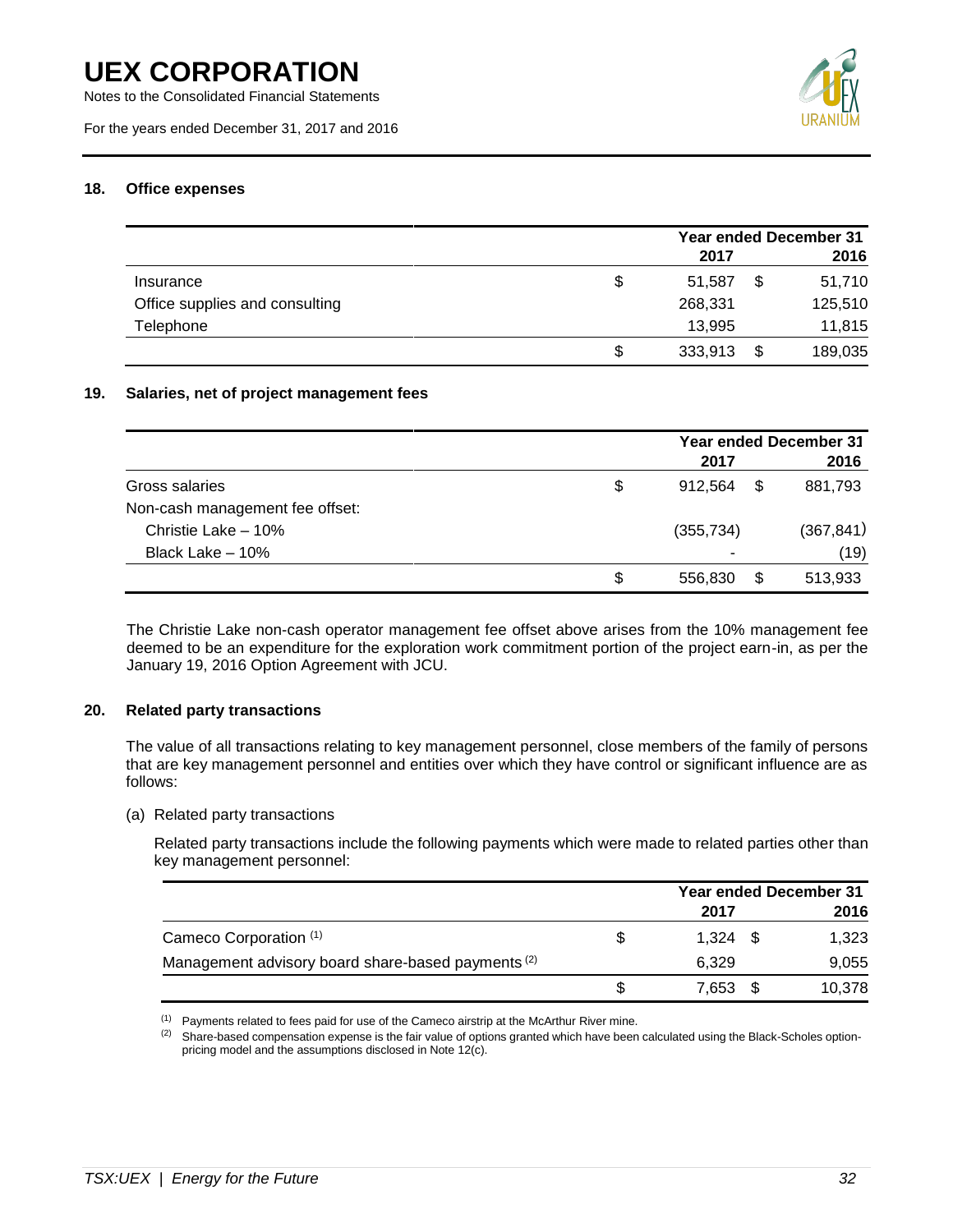### 18. Office expenses

| | | Year ended December 31 | | |
|---|---|---|---|---|
| | | 2017 | | 2016 |
| Insurance | $ | 51,587 | $ | 51,710 |
| Office supplies and consulting | | 268,331 | | 125,510 |
| Telephone | | 13,995 | | 11,815 |
| | $ | 333,913 | $ | 189,035 |

### 19. Salaries, net of project management fees

| | | Year ended December 31 | | |
|---|---|---|---|---|
| | | 2017 | | 2016 |
| Gross salaries | $ | 912,564 | $ | 881,793 |
| Non-cash management fee offset: | | | | |
| Christie Lake – 10% | | (355,734) | | (367,841) |
| Black Lake – 10% | | - | | (19) |
| | $ | 556,830 | $ | 513,933 |

The Christie Lake non-cash operator management fee offset above arises from the 10% management fee deemed to be an expenditure for the exploration work commitment portion of the project earn-in, as per the January 19, 2016 Option Agreement with JCU.

### 20. Related party transactions

The value of all transactions relating to key management personnel, close members of the family of persons that are key management personnel and entities over which they have control or significant influence are as follows:

(a) Related party transactions

Related party transactions include the following payments which were made to related parties other than key management personnel:

| | | Year ended December 31 | | |
|---|---|---|---|---|
| | | 2017 | | 2016 |
| Cameco Corporation [(1)] | $ | 1,324 | $ | 1,323 |
| Management advisory board share-based payments [(2)] | | 6,329 | | 9,055 |
| | $ | 7,653 | $ | 10,378 |

[(1)] Payments related to fees paid for use of the Cameco airstrip at the McArthur River mine.

[(2)] Share-based compensation expense is the fair value of options granted which have been calculated using the Black-Scholes option-pricing model and the assumptions disclosed in Note 12(c).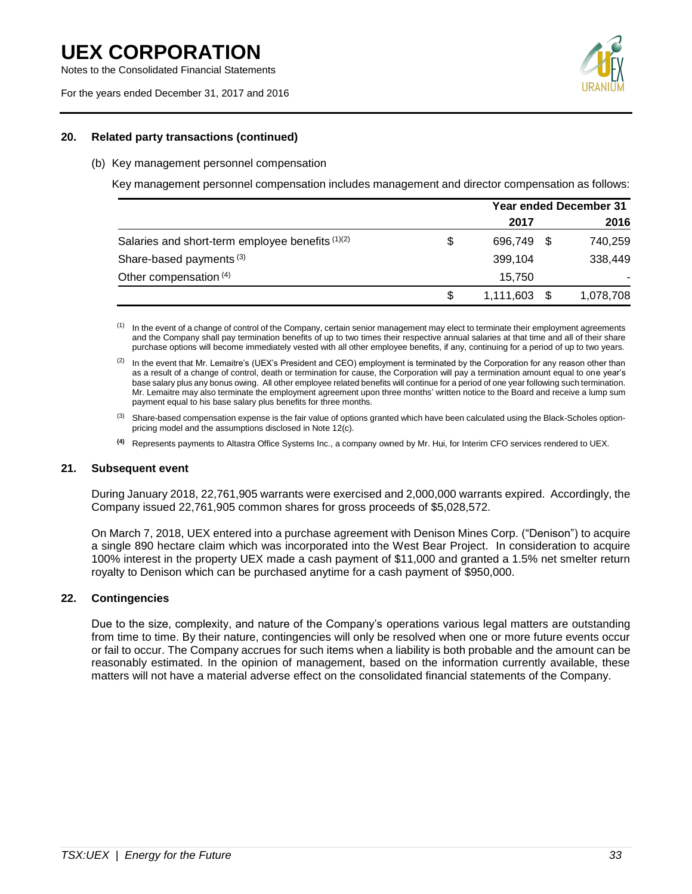## 20. Related party transactions (continued)

(b) Key management personnel compensation

Key management personnel compensation includes management and director compensation as follows:

| | Year ended December 31 | |
|---|---|---|
| | 2017 | 2016 |
| Salaries and short-term employee benefits [1][2] | $ 696,749 | $ 740,259 |
| Share-based payments [3] | 399,104 | 338,449 |
| Other compensation [4] | 15,750 | - |
| | $ 1,111,603 | $ 1,078,708 |

[1] In the event of a change of control of the Company, certain senior management may elect to terminate their employment agreements and the Company shall pay termination benefits of up to two times their respective annual salaries at that time and all of their share purchase options will become immediately vested with all other employee benefits, if any, continuing for a period of up to two years.

[2] In the event that Mr. Lemaitre's (UEX's President and CEO) employment is terminated by the Corporation for any reason other than as a result of a change of control, death or termination for cause, the Corporation will pay a termination amount equal to one year's base salary plus any bonus owing. All other employee related benefits will continue for a period of one year following such termination. Mr. Lemaitre may also terminate the employment agreement upon three months' written notice to the Board and receive a lump sum payment equal to his base salary plus benefits for three months.

[3] Share-based compensation expense is the fair value of options granted which have been calculated using the Black-Scholes option-pricing model and the assumptions disclosed in Note 12(c).

[4] Represents payments to Altastra Office Systems Inc., a company owned by Mr. Hui, for Interim CFO services rendered to UEX.

## 21. Subsequent event

During January 2018, 22,761,905 warrants were exercised and 2,000,000 warrants expired. Accordingly, the Company issued 22,761,905 common shares for gross proceeds of $5,028,572.

On March 7, 2018, UEX entered into a purchase agreement with Denison Mines Corp. ("Denison") to acquire a single 890 hectare claim which was incorporated into the West Bear Project. In consideration to acquire 100% interest in the property UEX made a cash payment of $11,000 and granted a 1.5% net smelter return royalty to Denison which can be purchased anytime for a cash payment of $950,000.

## 22. Contingencies

Due to the size, complexity, and nature of the Company's operations various legal matters are outstanding from time to time. By their nature, contingencies will only be resolved when one or more future events occur or fail to occur. The Company accrues for such items when a liability is both probable and the amount can be reasonably estimated. In the opinion of management, based on the information currently available, these matters will not have a material adverse effect on the consolidated financial statements of the Company.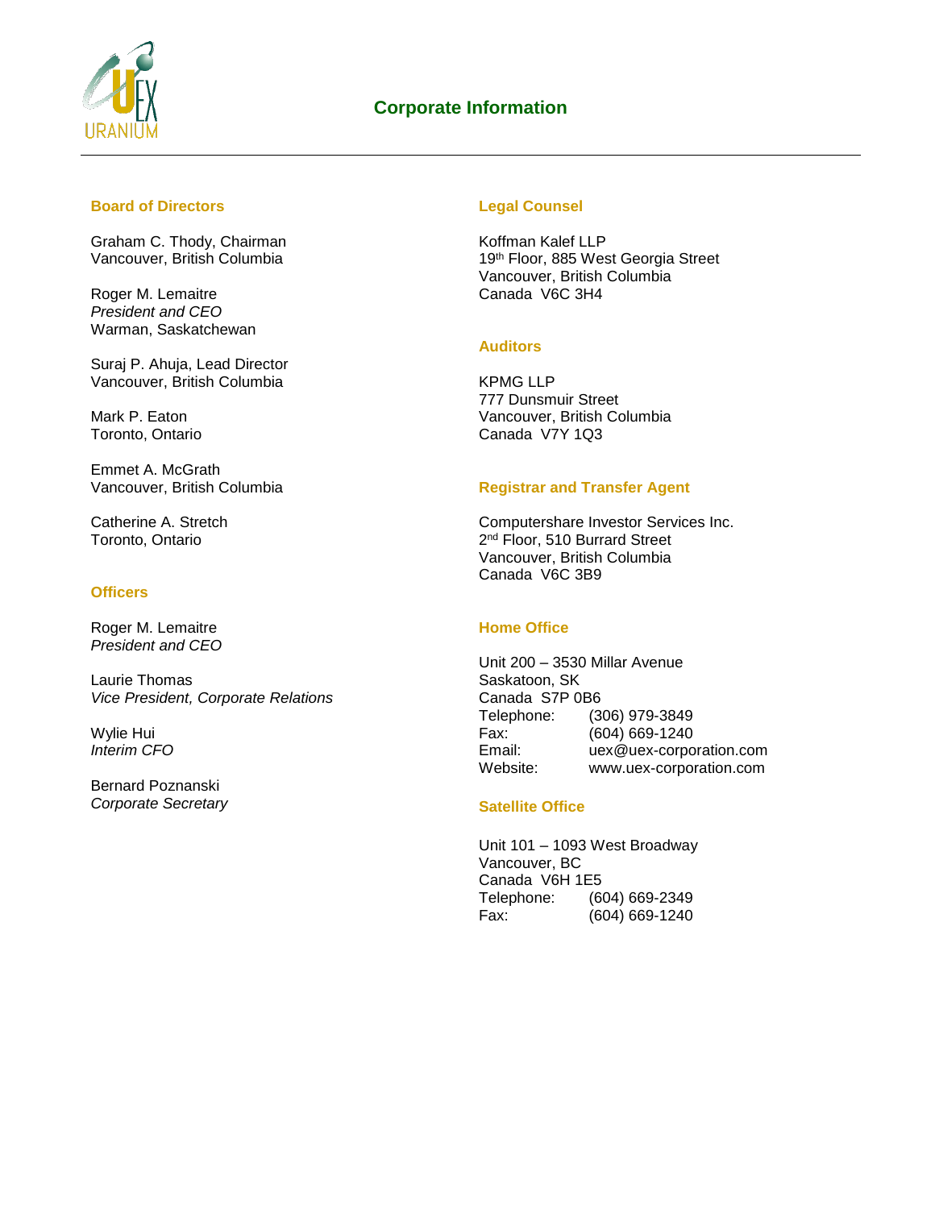# Corporate Information

## Board of Directors

Graham C. Thody, Chairman
Vancouver, British Columbia

Roger M. Lemaitre
*President and CEO*
Warman, Saskatchewan

Suraj P. Ahuja, Lead Director
Vancouver, British Columbia

Mark P. Eaton
Toronto, Ontario

Emmet A. McGrath
Vancouver, British Columbia

Catherine A. Stretch
Toronto, Ontario

## Officers

Roger M. Lemaitre
*President and CEO*

Laurie Thomas
*Vice President, Corporate Relations*

Wylie Hui
*Interim CFO*

Bernard Poznanski
*Corporate Secretary*

## Legal Counsel

Koffman Kalef LLP
19th Floor, 885 West Georgia Street
Vancouver, British Columbia
Canada V6C 3H4

## Auditors

KPMG LLP
777 Dunsmuir Street
Vancouver, British Columbia
Canada V7Y 1Q3

## Registrar and Transfer Agent

Computershare Investor Services Inc.
2nd Floor, 510 Burrard Street
Vancouver, British Columbia
Canada V6C 3B9

## Home Office

Unit 200 – 3530 Millar Avenue
Saskatoon, SK
Canada S7P 0B6
Telephone: (306) 979-3849
Fax: (604) 669-1240
Email: uex@uex-corporation.com
Website: www.uex-corporation.com

## Satellite Office

Unit 101 – 1093 West Broadway
Vancouver, BC
Canada V6H 1E5
Telephone: (604) 669-2349
Fax: (604) 669-1240